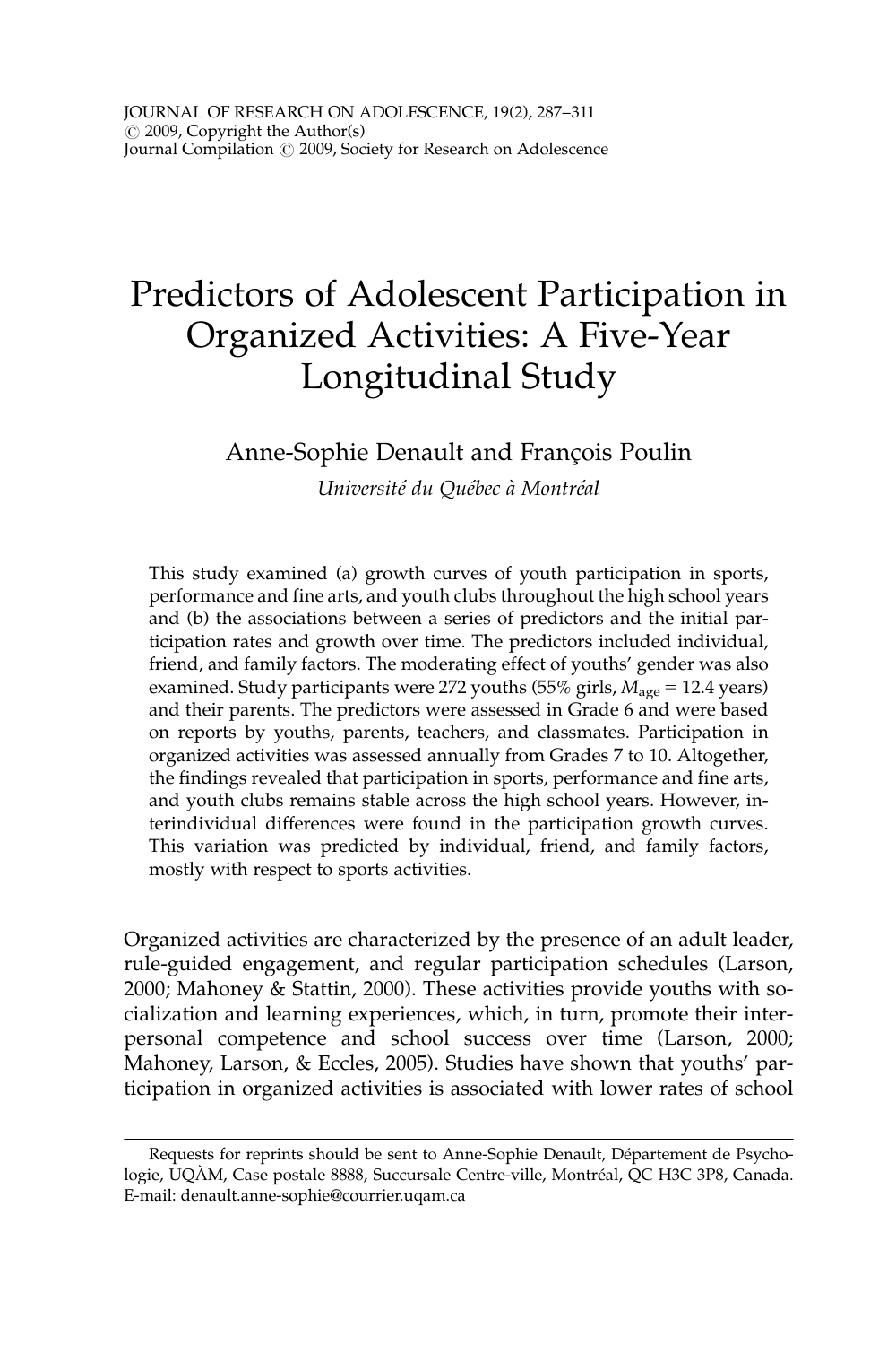# Predictors of Adolescent Participation in Organized Activities: A Five-Year Longitudinal Study

Anne-Sophie Denault and François Poulin

*Université du Québec à Montréal*

This study examined (a) growth curves of youth participation in sports, performance and fine arts, and youth clubs throughout the high school years and (b) the associations between a series of predictors and the initial participation rates and growth over time. The predictors included individual, friend, and family factors. The moderating effect of youths' gender was also examined. Study participants were 272 youths (55% girls, $M_{\text{age}} = 12.4$ years) and their parents. The predictors were assessed in Grade 6 and were based on reports by youths, parents, teachers, and classmates. Participation in organized activities was assessed annually from Grades 7 to 10. Altogether, the findings revealed that participation in sports, performance and fine arts, and youth clubs remains stable across the high school years. However, interindividual differences were found in the participation growth curves. This variation was predicted by individual, friend, and family factors, mostly with respect to sports activities.

Organized activities are characterized by the presence of an adult leader, rule-guided engagement, and regular participation schedules (Larson, 2000; Mahoney & Stattin, 2000). These activities provide youths with socialization and learning experiences, which, in turn, promote their interpersonal competence and school success over time (Larson, 2000; Mahoney, Larson, & Eccles, 2005). Studies have shown that youths' participation in organized activities is associated with lower rates of school

---

Requests for reprints should be sent to Anne-Sophie Denault, Département de Psychologie, UQÀM, Case postale 8888, Succursale Centre-ville, Montréal, QC H3C 3P8, Canada. E-mail: denault.anne-sophie@courrier.uqam.ca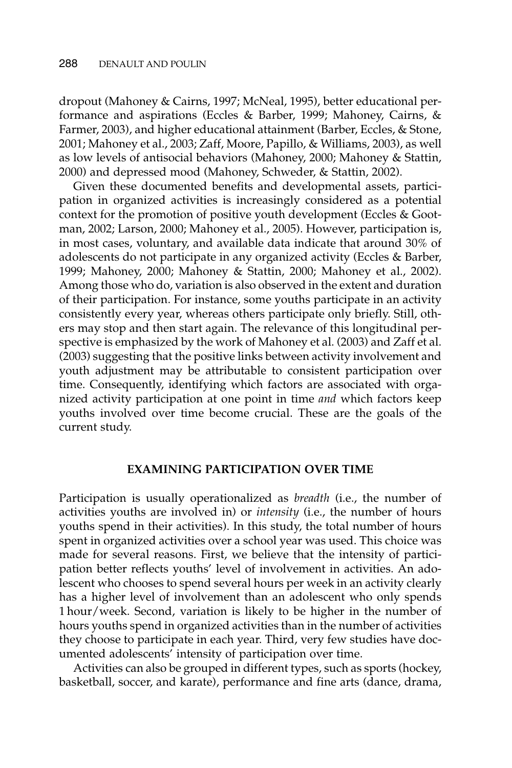dropout (Mahoney & Cairns, 1997; McNeal, 1995), better educational performance and aspirations (Eccles & Barber, 1999; Mahoney, Cairns, & Farmer, 2003), and higher educational attainment (Barber, Eccles, & Stone, 2001; Mahoney et al., 2003; Zaff, Moore, Papillo, & Williams, 2003), as well as low levels of antisocial behaviors (Mahoney, 2000; Mahoney & Stattin, 2000) and depressed mood (Mahoney, Schweder, & Stattin, 2002).

Given these documented benefits and developmental assets, participation in organized activities is increasingly considered as a potential context for the promotion of positive youth development (Eccles & Gootman, 2002; Larson, 2000; Mahoney et al., 2005). However, participation is, in most cases, voluntary, and available data indicate that around 30% of adolescents do not participate in any organized activity (Eccles & Barber, 1999; Mahoney, 2000; Mahoney & Stattin, 2000; Mahoney et al., 2002). Among those who do, variation is also observed in the extent and duration of their participation. For instance, some youths participate in an activity consistently every year, whereas others participate only briefly. Still, others may stop and then start again. The relevance of this longitudinal perspective is emphasized by the work of Mahoney et al. (2003) and Zaff et al. (2003) suggesting that the positive links between activity involvement and youth adjustment may be attributable to consistent participation over time. Consequently, identifying which factors are associated with organized activity participation at one point in time *and* which factors keep youths involved over time become crucial. These are the goals of the current study.

## EXAMINING PARTICIPATION OVER TIME

Participation is usually operationalized as *breadth* (i.e., the number of activities youths are involved in) or *intensity* (i.e., the number of hours youths spend in their activities). In this study, the total number of hours spent in organized activities over a school year was used. This choice was made for several reasons. First, we believe that the intensity of participation better reflects youths' level of involvement in activities. An adolescent who chooses to spend several hours per week in an activity clearly has a higher level of involvement than an adolescent who only spends 1 hour/week. Second, variation is likely to be higher in the number of hours youths spend in organized activities than in the number of activities they choose to participate in each year. Third, very few studies have documented adolescents' intensity of participation over time.

Activities can also be grouped in different types, such as sports (hockey, basketball, soccer, and karate), performance and fine arts (dance, drama,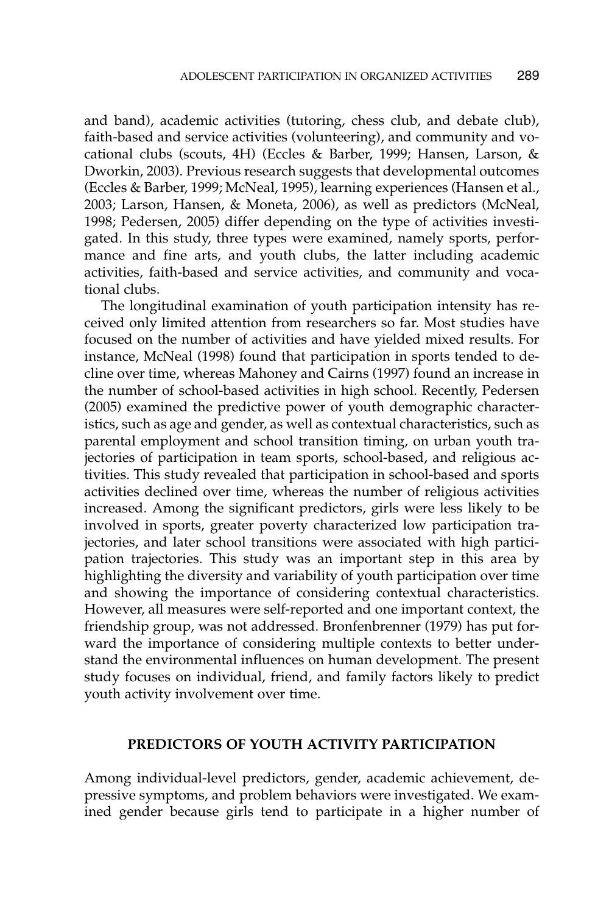and band), academic activities (tutoring, chess club, and debate club), faith-based and service activities (volunteering), and community and vocational clubs (scouts, 4H) (Eccles & Barber, 1999; Hansen, Larson, & Dworkin, 2003). Previous research suggests that developmental outcomes (Eccles & Barber, 1999; McNeal, 1995), learning experiences (Hansen et al., 2003; Larson, Hansen, & Moneta, 2006), as well as predictors (McNeal, 1998; Pedersen, 2005) differ depending on the type of activities investigated. In this study, three types were examined, namely sports, performance and fine arts, and youth clubs, the latter including academic activities, faith-based and service activities, and community and vocational clubs.

The longitudinal examination of youth participation intensity has received only limited attention from researchers so far. Most studies have focused on the number of activities and have yielded mixed results. For instance, McNeal (1998) found that participation in sports tended to decline over time, whereas Mahoney and Cairns (1997) found an increase in the number of school-based activities in high school. Recently, Pedersen (2005) examined the predictive power of youth demographic characteristics, such as age and gender, as well as contextual characteristics, such as parental employment and school transition timing, on urban youth trajectories of participation in team sports, school-based, and religious activities. This study revealed that participation in school-based and sports activities declined over time, whereas the number of religious activities increased. Among the significant predictors, girls were less likely to be involved in sports, greater poverty characterized low participation trajectories, and later school transitions were associated with high participation trajectories. This study was an important step in this area by highlighting the diversity and variability of youth participation over time and showing the importance of considering contextual characteristics. However, all measures were self-reported and one important context, the friendship group, was not addressed. Bronfenbrenner (1979) has put forward the importance of considering multiple contexts to better understand the environmental influences on human development. The present study focuses on individual, friend, and family factors likely to predict youth activity involvement over time.

## PREDICTORS OF YOUTH ACTIVITY PARTICIPATION

Among individual-level predictors, gender, academic achievement, depressive symptoms, and problem behaviors were investigated. We examined gender because girls tend to participate in a higher number of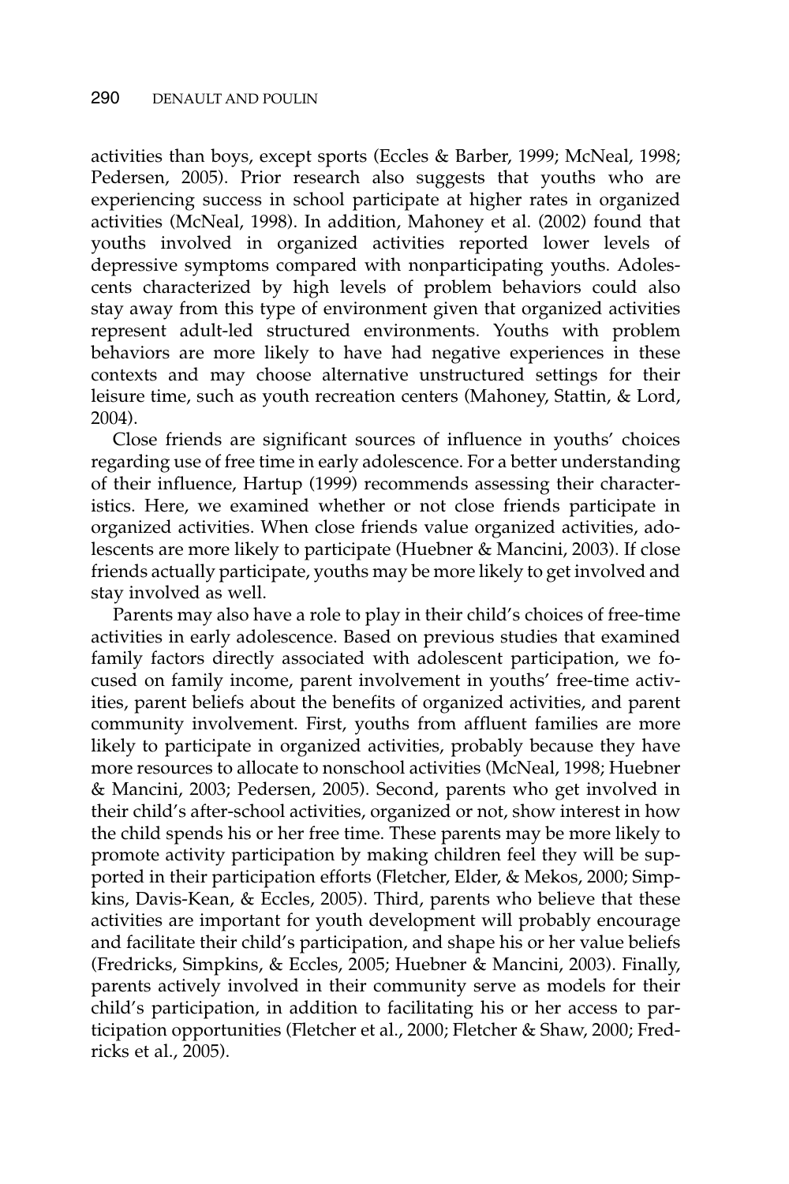activities than boys, except sports (Eccles & Barber, 1999; McNeal, 1998; Pedersen, 2005). Prior research also suggests that youths who are experiencing success in school participate at higher rates in organized activities (McNeal, 1998). In addition, Mahoney et al. (2002) found that youths involved in organized activities reported lower levels of depressive symptoms compared with nonparticipating youths. Adolescents characterized by high levels of problem behaviors could also stay away from this type of environment given that organized activities represent adult-led structured environments. Youths with problem behaviors are more likely to have had negative experiences in these contexts and may choose alternative unstructured settings for their leisure time, such as youth recreation centers (Mahoney, Stattin, & Lord, 2004).

Close friends are significant sources of influence in youths' choices regarding use of free time in early adolescence. For a better understanding of their influence, Hartup (1999) recommends assessing their characteristics. Here, we examined whether or not close friends participate in organized activities. When close friends value organized activities, adolescents are more likely to participate (Huebner & Mancini, 2003). If close friends actually participate, youths may be more likely to get involved and stay involved as well.

Parents may also have a role to play in their child's choices of free-time activities in early adolescence. Based on previous studies that examined family factors directly associated with adolescent participation, we focused on family income, parent involvement in youths' free-time activities, parent beliefs about the benefits of organized activities, and parent community involvement. First, youths from affluent families are more likely to participate in organized activities, probably because they have more resources to allocate to nonschool activities (McNeal, 1998; Huebner & Mancini, 2003; Pedersen, 2005). Second, parents who get involved in their child's after-school activities, organized or not, show interest in how the child spends his or her free time. These parents may be more likely to promote activity participation by making children feel they will be supported in their participation efforts (Fletcher, Elder, & Mekos, 2000; Simpkins, Davis-Kean, & Eccles, 2005). Third, parents who believe that these activities are important for youth development will probably encourage and facilitate their child's participation, and shape his or her value beliefs (Fredricks, Simpkins, & Eccles, 2005; Huebner & Mancini, 2003). Finally, parents actively involved in their community serve as models for their child's participation, in addition to facilitating his or her access to participation opportunities (Fletcher et al., 2000; Fletcher & Shaw, 2000; Fredricks et al., 2005).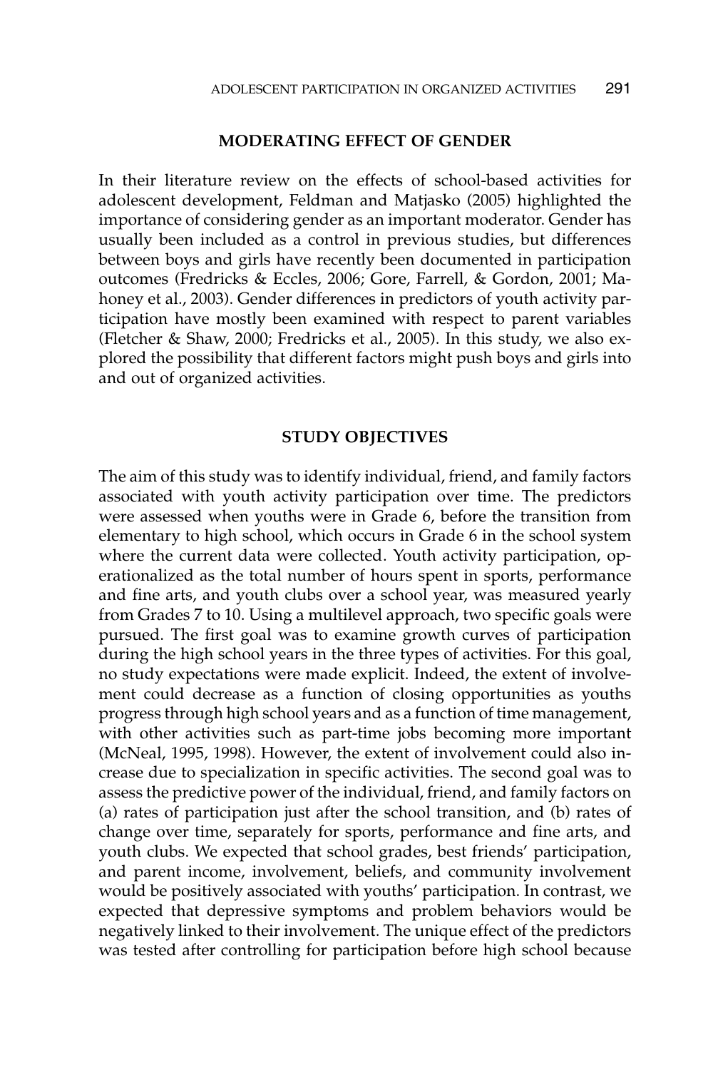## MODERATING EFFECT OF GENDER

In their literature review on the effects of school-based activities for adolescent development, Feldman and Matjasko (2005) highlighted the importance of considering gender as an important moderator. Gender has usually been included as a control in previous studies, but differences between boys and girls have recently been documented in participation outcomes (Fredricks & Eccles, 2006; Gore, Farrell, & Gordon, 2001; Mahoney et al., 2003). Gender differences in predictors of youth activity participation have mostly been examined with respect to parent variables (Fletcher & Shaw, 2000; Fredricks et al., 2005). In this study, we also explored the possibility that different factors might push boys and girls into and out of organized activities.

## STUDY OBJECTIVES

The aim of this study was to identify individual, friend, and family factors associated with youth activity participation over time. The predictors were assessed when youths were in Grade 6, before the transition from elementary to high school, which occurs in Grade 6 in the school system where the current data were collected. Youth activity participation, operationalized as the total number of hours spent in sports, performance and fine arts, and youth clubs over a school year, was measured yearly from Grades 7 to 10. Using a multilevel approach, two specific goals were pursued. The first goal was to examine growth curves of participation during the high school years in the three types of activities. For this goal, no study expectations were made explicit. Indeed, the extent of involvement could decrease as a function of closing opportunities as youths progress through high school years and as a function of time management, with other activities such as part-time jobs becoming more important (McNeal, 1995, 1998). However, the extent of involvement could also increase due to specialization in specific activities. The second goal was to assess the predictive power of the individual, friend, and family factors on (a) rates of participation just after the school transition, and (b) rates of change over time, separately for sports, performance and fine arts, and youth clubs. We expected that school grades, best friends' participation, and parent income, involvement, beliefs, and community involvement would be positively associated with youths' participation. In contrast, we expected that depressive symptoms and problem behaviors would be negatively linked to their involvement. The unique effect of the predictors was tested after controlling for participation before high school because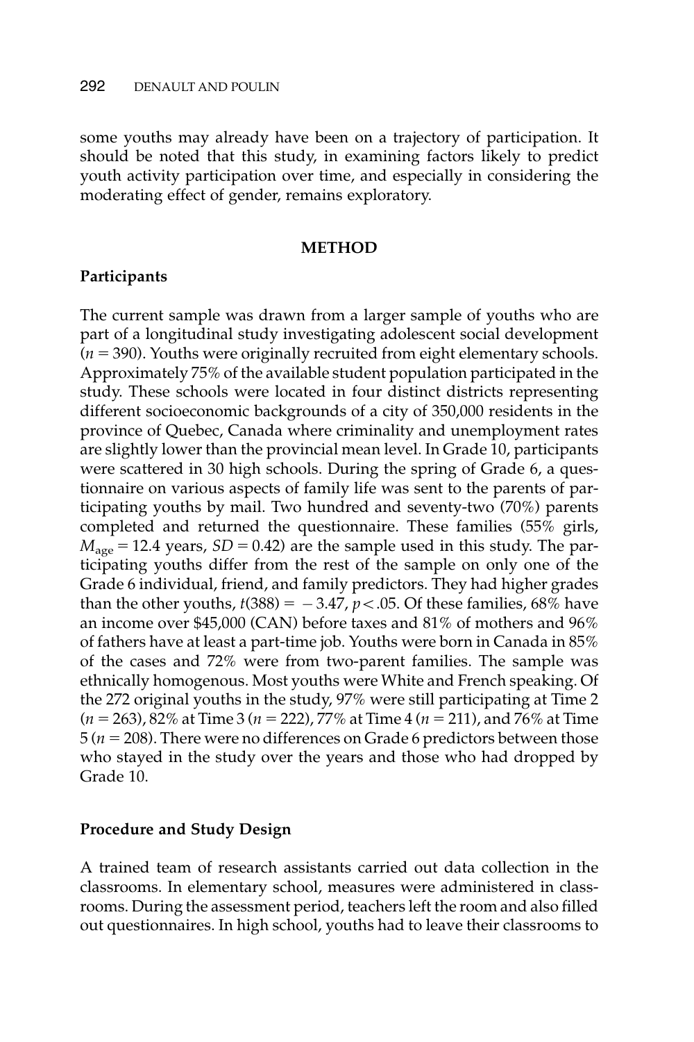some youths may already have been on a trajectory of participation. It should be noted that this study, in examining factors likely to predict youth activity participation over time, and especially in considering the moderating effect of gender, remains exploratory.

## METHOD

### Participants

The current sample was drawn from a larger sample of youths who are part of a longitudinal study investigating adolescent social development ($n = 390$). Youths were originally recruited from eight elementary schools. Approximately 75% of the available student population participated in the study. These schools were located in four distinct districts representing different socioeconomic backgrounds of a city of 350,000 residents in the province of Quebec, Canada where criminality and unemployment rates are slightly lower than the provincial mean level. In Grade 10, participants were scattered in 30 high schools. During the spring of Grade 6, a questionnaire on various aspects of family life was sent to the parents of participating youths by mail. Two hundred and seventy-two (70%) parents completed and returned the questionnaire. These families (55% girls, $M_{age} = 12.4$ years, $SD = 0.42$) are the sample used in this study. The participating youths differ from the rest of the sample on only one of the Grade 6 individual, friend, and family predictors. They had higher grades than the other youths, $t(388) = -3.47$, $p < .05$. Of these families, 68% have an income over $45,000 (CAN) before taxes and 81% of mothers and 96% of fathers have at least a part-time job. Youths were born in Canada in 85% of the cases and 72% were from two-parent families. The sample was ethnically homogenous. Most youths were White and French speaking. Of the 272 original youths in the study, 97% were still participating at Time 2 ($n = 263$), 82% at Time 3 ($n = 222$), 77% at Time 4 ($n = 211$), and 76% at Time 5 ($n = 208$). There were no differences on Grade 6 predictors between those who stayed in the study over the years and those who had dropped by Grade 10.

### Procedure and Study Design

A trained team of research assistants carried out data collection in the classrooms. In elementary school, measures were administered in classrooms. During the assessment period, teachers left the room and also filled out questionnaires. In high school, youths had to leave their classrooms to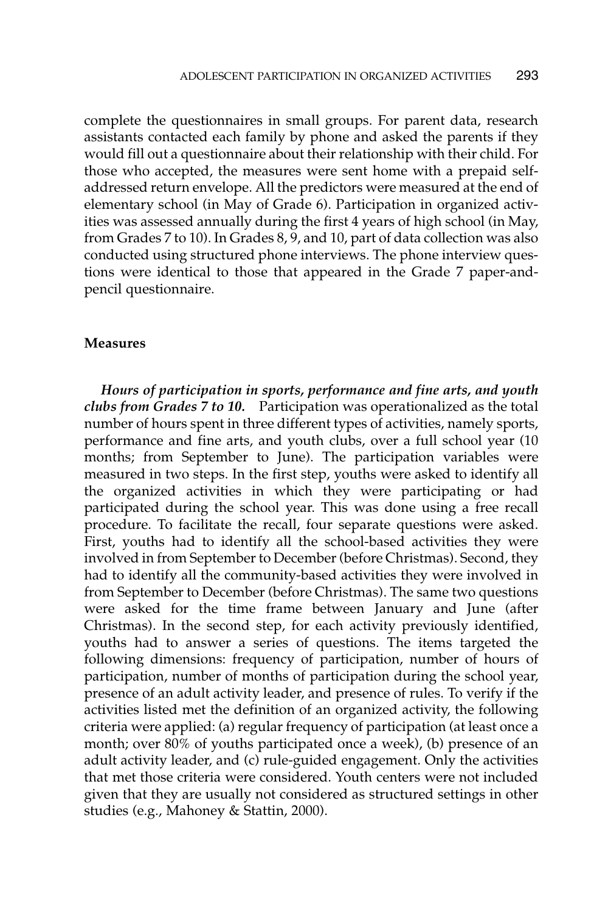complete the questionnaires in small groups. For parent data, research assistants contacted each family by phone and asked the parents if they would fill out a questionnaire about their relationship with their child. For those who accepted, the measures were sent home with a prepaid self-addressed return envelope. All the predictors were measured at the end of elementary school (in May of Grade 6). Participation in organized activities was assessed annually during the first 4 years of high school (in May, from Grades 7 to 10). In Grades 8, 9, and 10, part of data collection was also conducted using structured phone interviews. The phone interview questions were identical to those that appeared in the Grade 7 paper-and-pencil questionnaire.

### Measures

***Hours of participation in sports, performance and fine arts, and youth clubs from Grades 7 to 10.*** Participation was operationalized as the total number of hours spent in three different types of activities, namely sports, performance and fine arts, and youth clubs, over a full school year (10 months; from September to June). The participation variables were measured in two steps. In the first step, youths were asked to identify all the organized activities in which they were participating or had participated during the school year. This was done using a free recall procedure. To facilitate the recall, four separate questions were asked. First, youths had to identify all the school-based activities they were involved in from September to December (before Christmas). Second, they had to identify all the community-based activities they were involved in from September to December (before Christmas). The same two questions were asked for the time frame between January and June (after Christmas). In the second step, for each activity previously identified, youths had to answer a series of questions. The items targeted the following dimensions: frequency of participation, number of hours of participation, number of months of participation during the school year, presence of an adult activity leader, and presence of rules. To verify if the activities listed met the definition of an organized activity, the following criteria were applied: (a) regular frequency of participation (at least once a month; over 80% of youths participated once a week), (b) presence of an adult activity leader, and (c) rule-guided engagement. Only the activities that met those criteria were considered. Youth centers were not included given that they are usually not considered as structured settings in other studies (e.g., Mahoney & Stattin, 2000).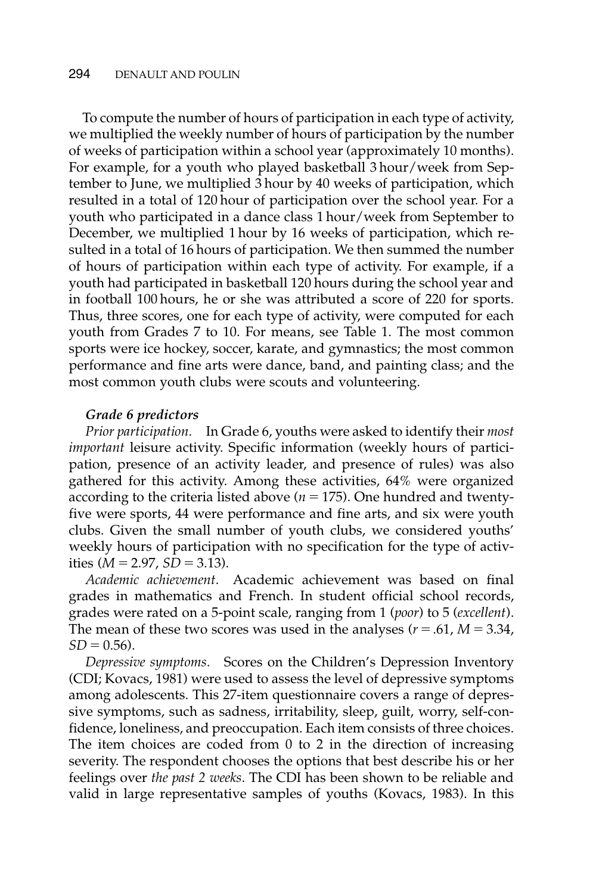To compute the number of hours of participation in each type of activity, we multiplied the weekly number of hours of participation by the number of weeks of participation within a school year (approximately 10 months). For example, for a youth who played basketball 3 hour/week from September to June, we multiplied 3 hour by 40 weeks of participation, which resulted in a total of 120 hour of participation over the school year. For a youth who participated in a dance class 1 hour/week from September to December, we multiplied 1 hour by 16 weeks of participation, which resulted in a total of 16 hours of participation. We then summed the number of hours of participation within each type of activity. For example, if a youth had participated in basketball 120 hours during the school year and in football 100 hours, he or she was attributed a score of 220 for sports. Thus, three scores, one for each type of activity, were computed for each youth from Grades 7 to 10. For means, see Table 1. The most common sports were ice hockey, soccer, karate, and gymnastics; the most common performance and fine arts were dance, band, and painting class; and the most common youth clubs were scouts and volunteering.

***Grade 6 predictors***

*Prior participation.* In Grade 6, youths were asked to identify their *most important* leisure activity. Specific information (weekly hours of participation, presence of an activity leader, and presence of rules) was also gathered for this activity. Among these activities, 64% were organized according to the criteria listed above ($n = 175$). One hundred and twenty-five were sports, 44 were performance and fine arts, and six were youth clubs. Given the small number of youth clubs, we considered youths' weekly hours of participation with no specification for the type of activities ($M = 2.97$, $SD = 3.13$).

*Academic achievement.* Academic achievement was based on final grades in mathematics and French. In student official school records, grades were rated on a 5-point scale, ranging from 1 (*poor*) to 5 (*excellent*). The mean of these two scores was used in the analyses ($r = .61$, $M = 3.34$, $SD = 0.56$).

*Depressive symptoms.* Scores on the Children's Depression Inventory (CDI; Kovacs, 1981) were used to assess the level of depressive symptoms among adolescents. This 27-item questionnaire covers a range of depressive symptoms, such as sadness, irritability, sleep, guilt, worry, self-confidence, loneliness, and preoccupation. Each item consists of three choices. The item choices are coded from 0 to 2 in the direction of increasing severity. The respondent chooses the options that best describe his or her feelings over *the past 2 weeks*. The CDI has been shown to be reliable and valid in large representative samples of youths (Kovacs, 1983). In this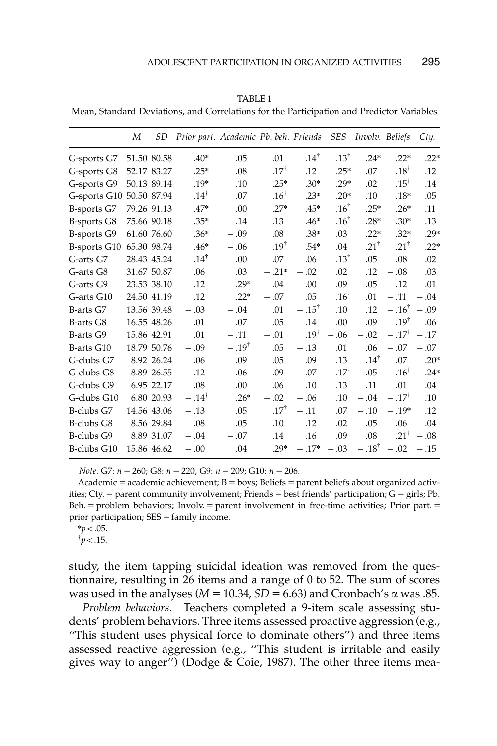TABLE 1

Mean, Standard Deviations, and Correlations for the Participation and Predictor Variables

| | *M* | *SD* | *Prior part.* | *Academic* | *Pb. beh.* | *Friends* | *SES* | *Involv.* | *Beliefs* | *Cty.* |
|---|---|---|---|---|---|---|---|---|---|---|
| G-sports G7 | 51.50 | 80.58 | .40* | .05 | .01 | .14† | .13† | .24* | .22* | .22* |
| G-sports G8 | 52.17 | 83.27 | .25* | .08 | .17† | .12 | .25* | .07 | .18† | .12 |
| G-sports G9 | 50.13 | 89.14 | .19* | .10 | .25* | .30* | .29* | .02 | .15† | .14† |
| G-sports G10 | 50.50 | 87.94 | .14† | .07 | .16† | .23* | .20* | .10 | .18* | .05 |
| B-sports G7 | 79.26 | 91.13 | .47* | .00 | .27* | .45* | .16† | .25* | .26* | .11 |
| B-sports G8 | 75.66 | 90.18 | .35* | .14 | .13 | .46* | .16† | .28* | .30* | .13 |
| B-sports G9 | 61.60 | 76.60 | .36* | −.09 | .08 | .38* | .03 | .22* | .32* | .29* |
| B-sports G10 | 65.30 | 98.74 | .46* | −.06 | .19† | .54* | .04 | .21† | .21† | .22* |
| G-arts G7 | 28.43 | 45.24 | .14† | .00 | −.07 | −.06 | .13† | −.05 | −.08 | −.02 |
| G-arts G8 | 31.67 | 50.87 | .06 | .03 | −.21* | −.02 | .02 | .12 | −.08 | .03 |
| G-arts G9 | 23.53 | 38.10 | .12 | .29* | .04 | −.00 | .09 | .05 | −.12 | .01 |
| G-arts G10 | 24.50 | 41.19 | .12 | .22* | −.07 | .05 | .16† | .01 | −.11 | −.04 |
| B-arts G7 | 13.56 | 39.48 | −.03 | −.04 | .01 | −.15† | .10 | .12 | −.16† | −.09 |
| B-arts G8 | 16.55 | 48.26 | −.01 | −.07 | .05 | −.14 | .00 | .09 | −.19† | −.06 |
| B-arts G9 | 15.86 | 42.91 | .01 | −.11 | −.01 | .19† | −.06 | −.02 | −.17† | −.17† |
| B-arts G10 | 18.79 | 50.76 | −.09 | −.19† | .05 | −.13 | .01 | .06 | −.07 | −.07 |
| G-clubs G7 | 8.92 | 26.24 | −.06 | .09 | −.05 | .09 | .13 | −.14† | −.07 | .20* |
| G-clubs G8 | 8.89 | 26.55 | −.12 | .06 | −.09 | .07 | .17† | −.05 | −.16† | .24* |
| G-clubs G9 | 6.95 | 22.17 | −.08 | .00 | −.06 | .10 | .13 | −.11 | −.01 | .04 |
| G-clubs G10 | 6.80 | 20.93 | −.14† | .26* | −.02 | −.06 | .10 | −.04 | −.17† | .10 |
| B-clubs G7 | 14.56 | 43.06 | −.13 | .05 | .17† | −.11 | .07 | −.10 | −.19* | .12 |
| B-clubs G8 | 8.56 | 29.84 | .08 | .05 | .10 | .12 | .02 | .05 | .06 | .04 |
| B-clubs G9 | 8.89 | 31.07 | −.04 | −.07 | .14 | .16 | .09 | .08 | .21† | −.08 |
| B-clubs G10 | 15.86 | 46.62 | −.00 | .04 | .29* | −.17* | −.03 | −.18† | −.02 | −.15 |

*Note.* G7: $n = 260$; G8: $n = 220$, G9: $n = 209$; G10: $n = 206$.

Academic = academic achievement; B = boys; Beliefs = parent beliefs about organized activities; Cty. = parent community involvement; Friends = best friends' participation; G = girls; Pb. Beh. = problem behaviors; Involv. = parent involvement in free-time activities; Prior part. = prior participation; SES = family income.

*$p < .05$.

†$p < .15$.

study, the item tapping suicidal ideation was removed from the questionnaire, resulting in 26 items and a range of 0 to 52. The sum of scores was used in the analyses ($M = 10.34$, $SD = 6.63$) and Cronbach's $\alpha$ was .85.

*Problem behaviors.* Teachers completed a 9-item scale assessing students' problem behaviors. Three items assessed proactive aggression (e.g., "This student uses physical force to dominate others") and three items assessed reactive aggression (e.g., "This student is irritable and easily gives way to anger") (Dodge & Coie, 1987). The other three items mea-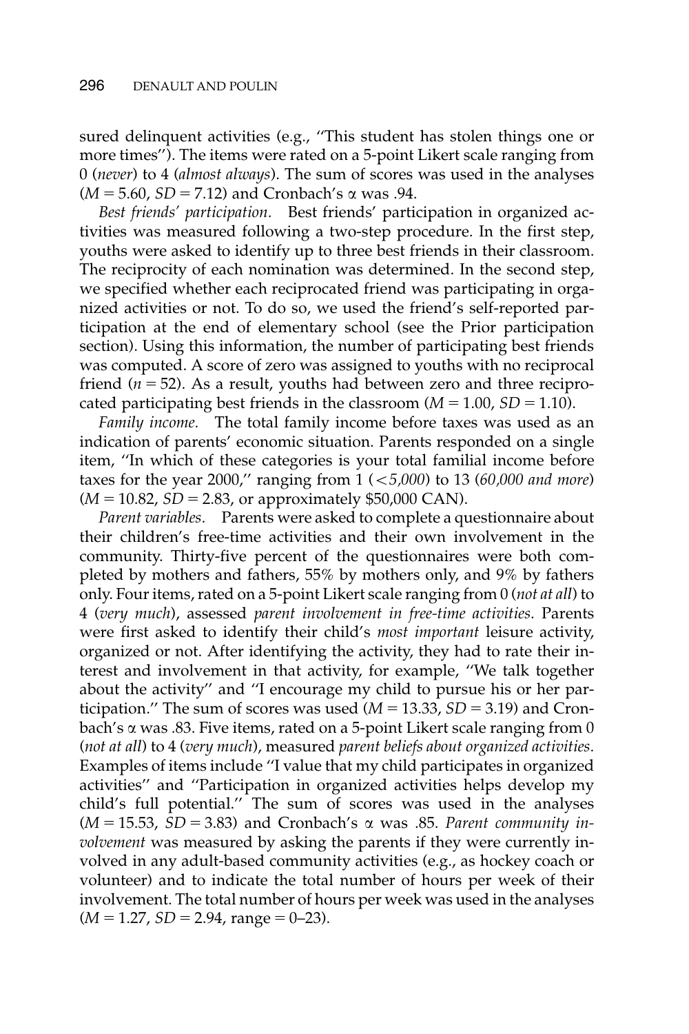sured delinquent activities (e.g., "This student has stolen things one or more times"). The items were rated on a 5-point Likert scale ranging from 0 (*never*) to 4 (*almost always*). The sum of scores was used in the analyses ($M = 5.60$, $SD = 7.12$) and Cronbach's $\alpha$ was .94.

*Best friends' participation.* Best friends' participation in organized activities was measured following a two-step procedure. In the first step, youths were asked to identify up to three best friends in their classroom. The reciprocity of each nomination was determined. In the second step, we specified whether each reciprocated friend was participating in organized activities or not. To do so, we used the friend's self-reported participation at the end of elementary school (see the Prior participation section). Using this information, the number of participating best friends was computed. A score of zero was assigned to youths with no reciprocal friend ($n = 52$). As a result, youths had between zero and three reciprocated participating best friends in the classroom ($M = 1.00$, $SD = 1.10$).

*Family income.* The total family income before taxes was used as an indication of parents' economic situation. Parents responded on a single item, "In which of these categories is your total familial income before taxes for the year 2000," ranging from 1 (*<5,000*) to 13 (*60,000 and more*) ($M = 10.82$, $SD = 2.83$, or approximately $50,000 CAN).

*Parent variables.* Parents were asked to complete a questionnaire about their children's free-time activities and their own involvement in the community. Thirty-five percent of the questionnaires were both completed by mothers and fathers, 55% by mothers only, and 9% by fathers only. Four items, rated on a 5-point Likert scale ranging from 0 (*not at all*) to 4 (*very much*), assessed *parent involvement in free-time activities*. Parents were first asked to identify their child's *most important* leisure activity, organized or not. After identifying the activity, they had to rate their interest and involvement in that activity, for example, "We talk together about the activity" and "I encourage my child to pursue his or her participation." The sum of scores was used ($M = 13.33$, $SD = 3.19$) and Cronbach's $\alpha$ was .83. Five items, rated on a 5-point Likert scale ranging from 0 (*not at all*) to 4 (*very much*), measured *parent beliefs about organized activities*. Examples of items include "I value that my child participates in organized activities" and "Participation in organized activities helps develop my child's full potential." The sum of scores was used in the analyses ($M = 15.53$, $SD = 3.83$) and Cronbach's $\alpha$ was .85. *Parent community involvement* was measured by asking the parents if they were currently involved in any adult-based community activities (e.g., as hockey coach or volunteer) and to indicate the total number of hours per week of their involvement. The total number of hours per week was used in the analyses ($M = 1.27$, $SD = 2.94$, range = 0–23).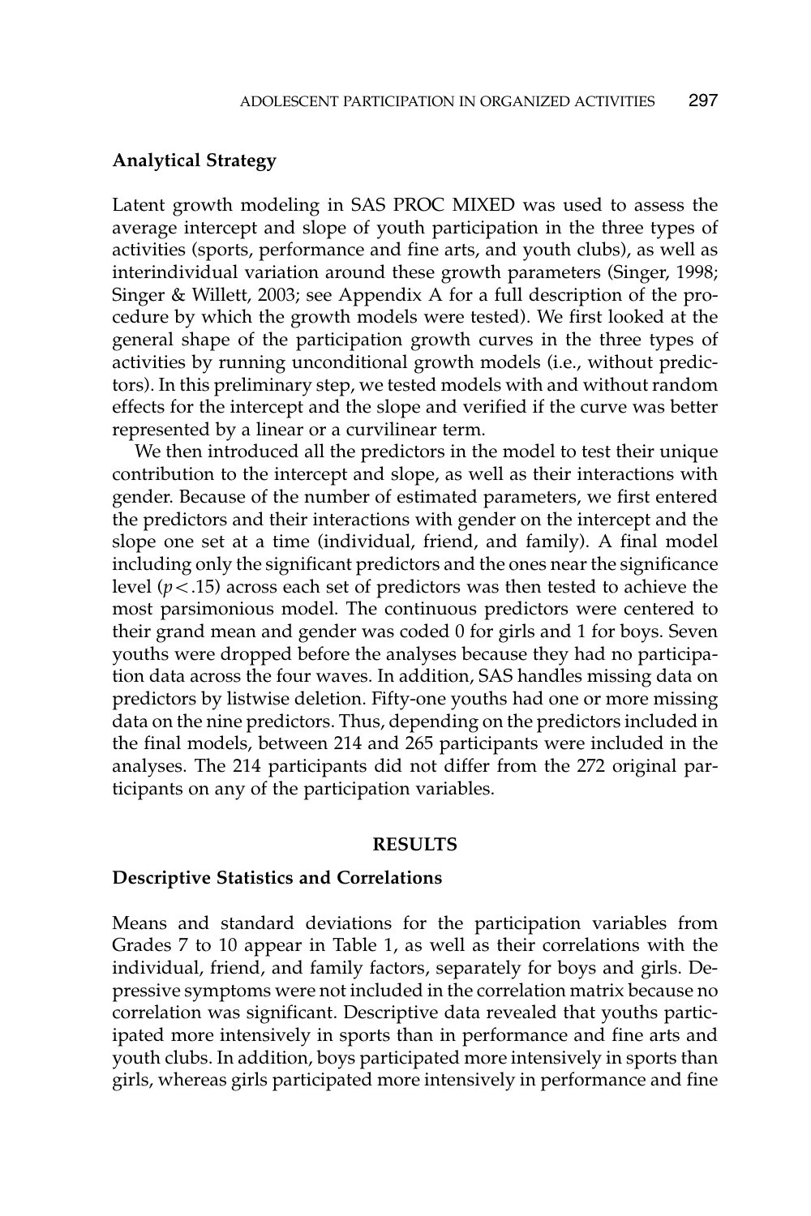### Analytical Strategy

Latent growth modeling in SAS PROC MIXED was used to assess the average intercept and slope of youth participation in the three types of activities (sports, performance and fine arts, and youth clubs), as well as interindividual variation around these growth parameters (Singer, 1998; Singer & Willett, 2003; see Appendix A for a full description of the procedure by which the growth models were tested). We first looked at the general shape of the participation growth curves in the three types of activities by running unconditional growth models (i.e., without predictors). In this preliminary step, we tested models with and without random effects for the intercept and the slope and verified if the curve was better represented by a linear or a curvilinear term.

We then introduced all the predictors in the model to test their unique contribution to the intercept and slope, as well as their interactions with gender. Because of the number of estimated parameters, we first entered the predictors and their interactions with gender on the intercept and the slope one set at a time (individual, friend, and family). A final model including only the significant predictors and the ones near the significance level ($p < .15$) across each set of predictors was then tested to achieve the most parsimonious model. The continuous predictors were centered to their grand mean and gender was coded 0 for girls and 1 for boys. Seven youths were dropped before the analyses because they had no participation data across the four waves. In addition, SAS handles missing data on predictors by listwise deletion. Fifty-one youths had one or more missing data on the nine predictors. Thus, depending on the predictors included in the final models, between 214 and 265 participants were included in the analyses. The 214 participants did not differ from the 272 original participants on any of the participation variables.

## RESULTS

### Descriptive Statistics and Correlations

Means and standard deviations for the participation variables from Grades 7 to 10 appear in Table 1, as well as their correlations with the individual, friend, and family factors, separately for boys and girls. Depressive symptoms were not included in the correlation matrix because no correlation was significant. Descriptive data revealed that youths participated more intensively in sports than in performance and fine arts and youth clubs. In addition, boys participated more intensively in sports than girls, whereas girls participated more intensively in performance and fine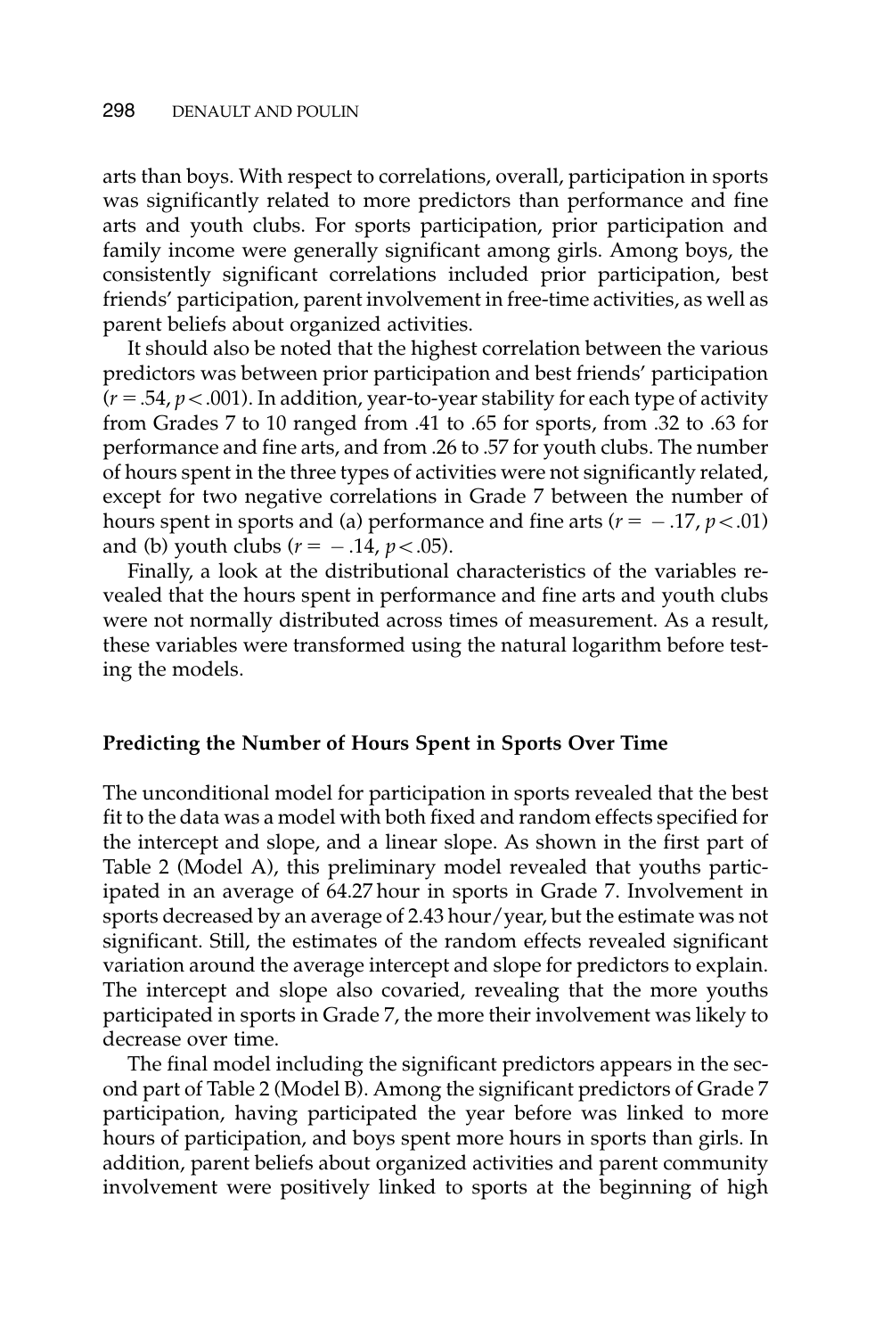arts than boys. With respect to correlations, overall, participation in sports was significantly related to more predictors than performance and fine arts and youth clubs. For sports participation, prior participation and family income were generally significant among girls. Among boys, the consistently significant correlations included prior participation, best friends' participation, parent involvement in free-time activities, as well as parent beliefs about organized activities.

It should also be noted that the highest correlation between the various predictors was between prior participation and best friends' participation ($r = .54$, $p < .001$). In addition, year-to-year stability for each type of activity from Grades 7 to 10 ranged from .41 to .65 for sports, from .32 to .63 for performance and fine arts, and from .26 to .57 for youth clubs. The number of hours spent in the three types of activities were not significantly related, except for two negative correlations in Grade 7 between the number of hours spent in sports and (a) performance and fine arts ($r = -.17$, $p < .01$) and (b) youth clubs ($r = -.14$, $p < .05$).

Finally, a look at the distributional characteristics of the variables revealed that the hours spent in performance and fine arts and youth clubs were not normally distributed across times of measurement. As a result, these variables were transformed using the natural logarithm before testing the models.

### Predicting the Number of Hours Spent in Sports Over Time

The unconditional model for participation in sports revealed that the best fit to the data was a model with both fixed and random effects specified for the intercept and slope, and a linear slope. As shown in the first part of Table 2 (Model A), this preliminary model revealed that youths participated in an average of 64.27 hour in sports in Grade 7. Involvement in sports decreased by an average of 2.43 hour/year, but the estimate was not significant. Still, the estimates of the random effects revealed significant variation around the average intercept and slope for predictors to explain. The intercept and slope also covaried, revealing that the more youths participated in sports in Grade 7, the more their involvement was likely to decrease over time.

The final model including the significant predictors appears in the second part of Table 2 (Model B). Among the significant predictors of Grade 7 participation, having participated the year before was linked to more hours of participation, and boys spent more hours in sports than girls. In addition, parent beliefs about organized activities and parent community involvement were positively linked to sports at the beginning of high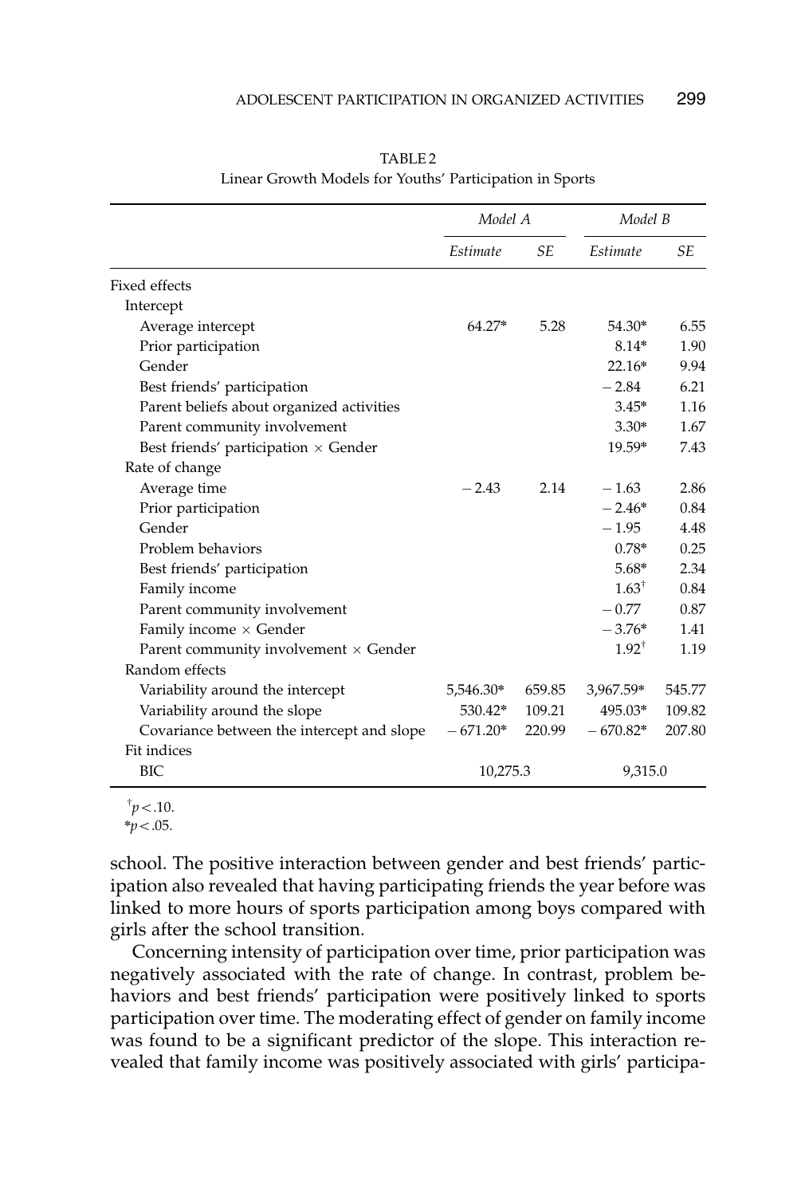TABLE 2
Linear Growth Models for Youths' Participation in Sports

| | *Model A* | | *Model B* | |
|---|---|---|---|---|
| | *Estimate* | *SE* | *Estimate* | *SE* |
| Fixed effects | | | | |
| Intercept | | | | |
| Average intercept | 64.27* | 5.28 | 54.30* | 6.55 |
| Prior participation | | | 8.14* | 1.90 |
| Gender | | | 22.16* | 9.94 |
| Best friends' participation | | | −2.84 | 6.21 |
| Parent beliefs about organized activities | | | 3.45* | 1.16 |
| Parent community involvement | | | 3.30* | 1.67 |
| Best friends' participation × Gender | | | 19.59* | 7.43 |
| Rate of change | | | | |
| Average time | −2.43 | 2.14 | −1.63 | 2.86 |
| Prior participation | | | −2.46* | 0.84 |
| Gender | | | −1.95 | 4.48 |
| Problem behaviors | | | 0.78* | 0.25 |
| Best friends' participation | | | 5.68* | 2.34 |
| Family income | | | 1.63† | 0.84 |
| Parent community involvement | | | −0.77 | 0.87 |
| Family income × Gender | | | −3.76* | 1.41 |
| Parent community involvement × Gender | | | 1.92† | 1.19 |
| Random effects | | | | |
| Variability around the intercept | 5,546.30* | 659.85 | 3,967.59* | 545.77 |
| Variability around the slope | 530.42* | 109.21 | 495.03* | 109.82 |
| Covariance between the intercept and slope | −671.20* | 220.99 | −670.82* | 207.80 |
| Fit indices | | | | |
| BIC | 10,275.3 | | 9,315.0 | |

† $p < .10$.
* $p < .05$.

school. The positive interaction between gender and best friends' participation also revealed that having participating friends the year before was linked to more hours of sports participation among boys compared with girls after the school transition.

Concerning intensity of participation over time, prior participation was negatively associated with the rate of change. In contrast, problem behaviors and best friends' participation were positively linked to sports participation over time. The moderating effect of gender on family income was found to be a significant predictor of the slope. This interaction revealed that family income was positively associated with girls' participa-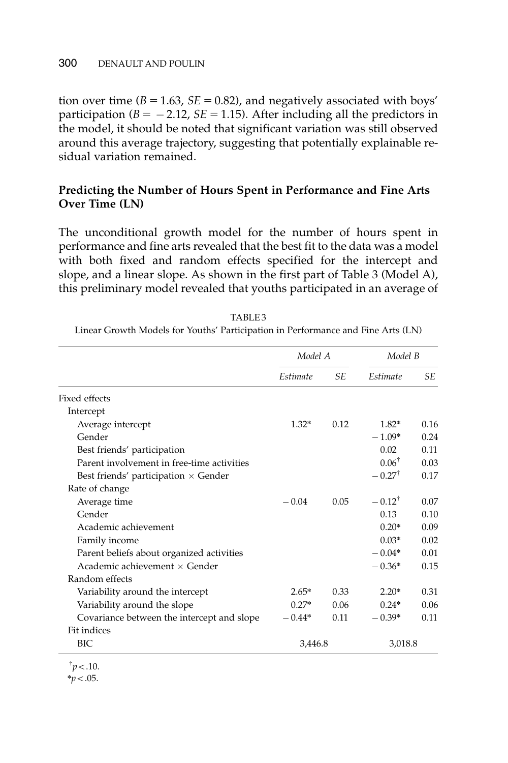tion over time ($B = 1.63$, $SE = 0.82$), and negatively associated with boys' participation ($B = -2.12$, $SE = 1.15$). After including all the predictors in the model, it should be noted that significant variation was still observed around this average trajectory, suggesting that potentially explainable residual variation remained.

### Predicting the Number of Hours Spent in Performance and Fine Arts Over Time (LN)

The unconditional growth model for the number of hours spent in performance and fine arts revealed that the best fit to the data was a model with both fixed and random effects specified for the intercept and slope, and a linear slope. As shown in the first part of Table 3 (Model A), this preliminary model revealed that youths participated in an average of

TABLE 3
Linear Growth Models for Youths' Participation in Performance and Fine Arts (LN)

| | *Model A* | | *Model B* | |
|---|---|---|---|---|
| | *Estimate* | *SE* | *Estimate* | *SE* |
| Fixed effects | | | | |
| Intercept | | | | |
| Average intercept | 1.32* | 0.12 | 1.82* | 0.16 |
| Gender | | | −1.09* | 0.24 |
| Best friends' participation | | | 0.02 | 0.11 |
| Parent involvement in free-time activities | | | 0.06† | 0.03 |
| Best friends' participation × Gender | | | −0.27† | 0.17 |
| Rate of change | | | | |
| Average time | −0.04 | 0.05 | −0.12† | 0.07 |
| Gender | | | 0.13 | 0.10 |
| Academic achievement | | | 0.20* | 0.09 |
| Family income | | | 0.03* | 0.02 |
| Parent beliefs about organized activities | | | −0.04* | 0.01 |
| Academic achievement × Gender | | | −0.36* | 0.15 |
| Random effects | | | | |
| Variability around the intercept | 2.65* | 0.33 | 2.20* | 0.31 |
| Variability around the slope | 0.27* | 0.06 | 0.24* | 0.06 |
| Covariance between the intercept and slope | −0.44* | 0.11 | −0.39* | 0.11 |
| Fit indices | | | | |
| BIC | 3,446.8 | | 3,018.8 | |

†$p < .10$.
*$p < .05$.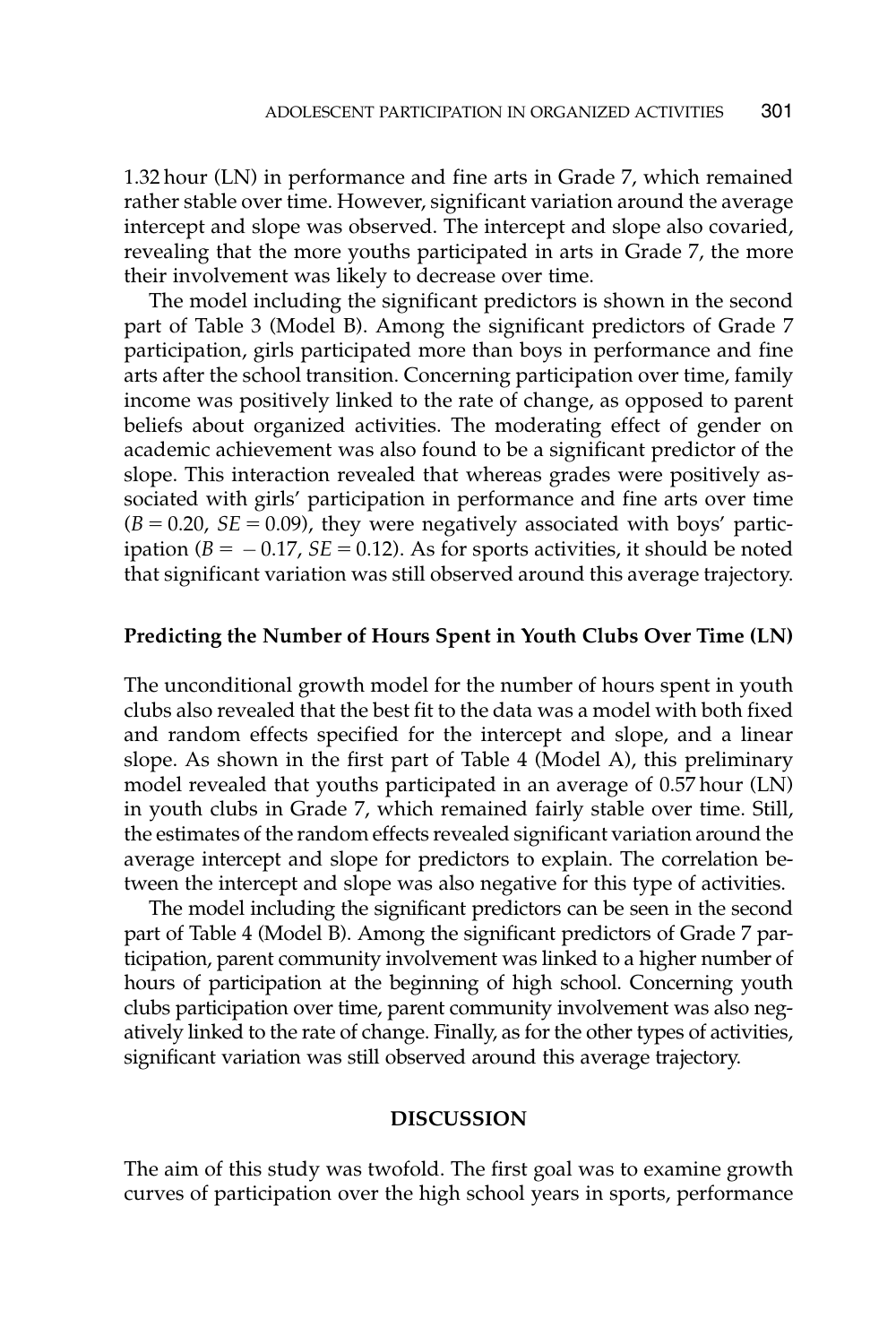1.32 hour (LN) in performance and fine arts in Grade 7, which remained rather stable over time. However, significant variation around the average intercept and slope was observed. The intercept and slope also covaried, revealing that the more youths participated in arts in Grade 7, the more their involvement was likely to decrease over time.

The model including the significant predictors is shown in the second part of Table 3 (Model B). Among the significant predictors of Grade 7 participation, girls participated more than boys in performance and fine arts after the school transition. Concerning participation over time, family income was positively linked to the rate of change, as opposed to parent beliefs about organized activities. The moderating effect of gender on academic achievement was also found to be a significant predictor of the slope. This interaction revealed that whereas grades were positively associated with girls' participation in performance and fine arts over time ($B = 0.20$, $SE = 0.09$), they were negatively associated with boys' participation ($B = -0.17$, $SE = 0.12$). As for sports activities, it should be noted that significant variation was still observed around this average trajectory.

### Predicting the Number of Hours Spent in Youth Clubs Over Time (LN)

The unconditional growth model for the number of hours spent in youth clubs also revealed that the best fit to the data was a model with both fixed and random effects specified for the intercept and slope, and a linear slope. As shown in the first part of Table 4 (Model A), this preliminary model revealed that youths participated in an average of 0.57 hour (LN) in youth clubs in Grade 7, which remained fairly stable over time. Still, the estimates of the random effects revealed significant variation around the average intercept and slope for predictors to explain. The correlation between the intercept and slope was also negative for this type of activities.

The model including the significant predictors can be seen in the second part of Table 4 (Model B). Among the significant predictors of Grade 7 participation, parent community involvement was linked to a higher number of hours of participation at the beginning of high school. Concerning youth clubs participation over time, parent community involvement was also negatively linked to the rate of change. Finally, as for the other types of activities, significant variation was still observed around this average trajectory.

## DISCUSSION

The aim of this study was twofold. The first goal was to examine growth curves of participation over the high school years in sports, performance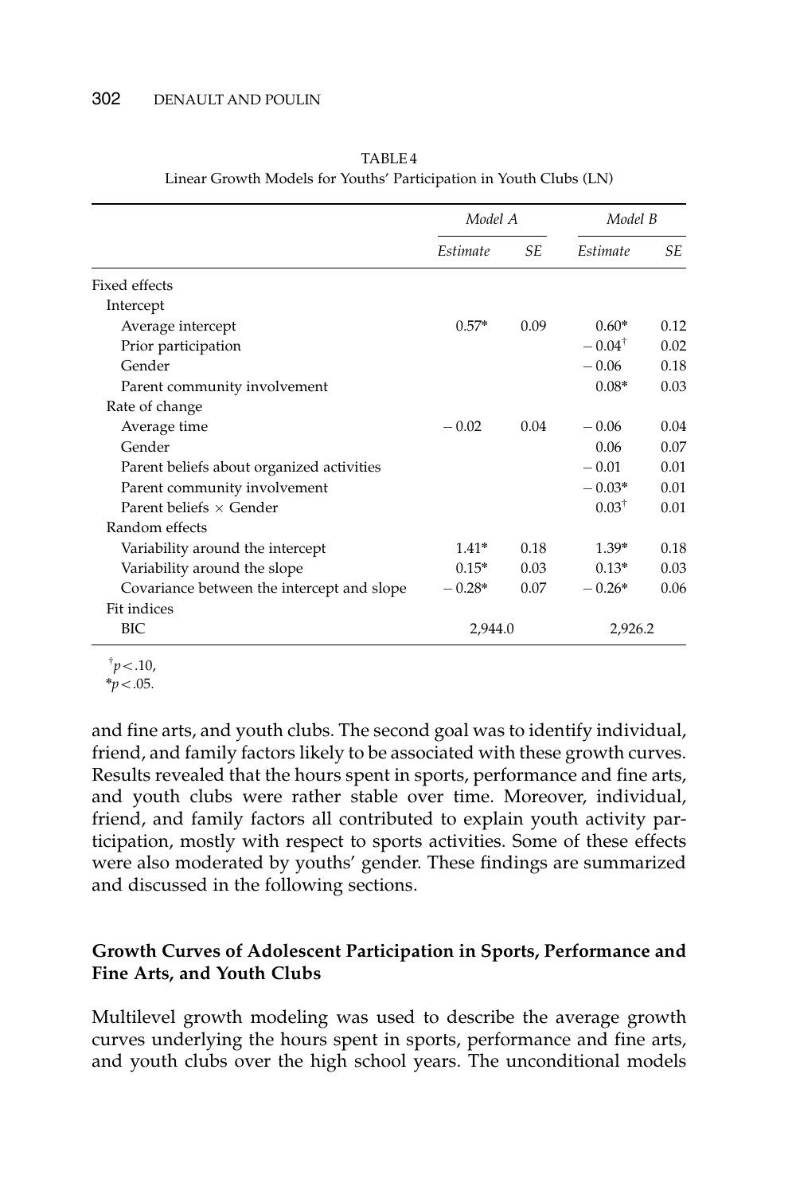TABLE 4
Linear Growth Models for Youths' Participation in Youth Clubs (LN)

| | *Model A* | | *Model B* | |
|---|---|---|---|---|
| | *Estimate* | *SE* | *Estimate* | *SE* |
| Fixed effects | | | | |
| Intercept | | | | |
| Average intercept | 0.57* | 0.09 | 0.60* | 0.12 |
| Prior participation | | | −0.04† | 0.02 |
| Gender | | | −0.06 | 0.18 |
| Parent community involvement | | | 0.08* | 0.03 |
| Rate of change | | | | |
| Average time | −0.02 | 0.04 | −0.06 | 0.04 |
| Gender | | | 0.06 | 0.07 |
| Parent beliefs about organized activities | | | −0.01 | 0.01 |
| Parent community involvement | | | −0.03* | 0.01 |
| Parent beliefs × Gender | | | 0.03† | 0.01 |
| Random effects | | | | |
| Variability around the intercept | 1.41* | 0.18 | 1.39* | 0.18 |
| Variability around the slope | 0.15* | 0.03 | 0.13* | 0.03 |
| Covariance between the intercept and slope | −0.28* | 0.07 | −0.26* | 0.06 |
| Fit indices | | | | |
| BIC | 2,944.0 | | 2,926.2 | |

†$p < .10$,
*$p < .05$.

and fine arts, and youth clubs. The second goal was to identify individual, friend, and family factors likely to be associated with these growth curves. Results revealed that the hours spent in sports, performance and fine arts, and youth clubs were rather stable over time. Moreover, individual, friend, and family factors all contributed to explain youth activity participation, mostly with respect to sports activities. Some of these effects were also moderated by youths' gender. These findings are summarized and discussed in the following sections.

### Growth Curves of Adolescent Participation in Sports, Performance and Fine Arts, and Youth Clubs

Multilevel growth modeling was used to describe the average growth curves underlying the hours spent in sports, performance and fine arts, and youth clubs over the high school years. The unconditional models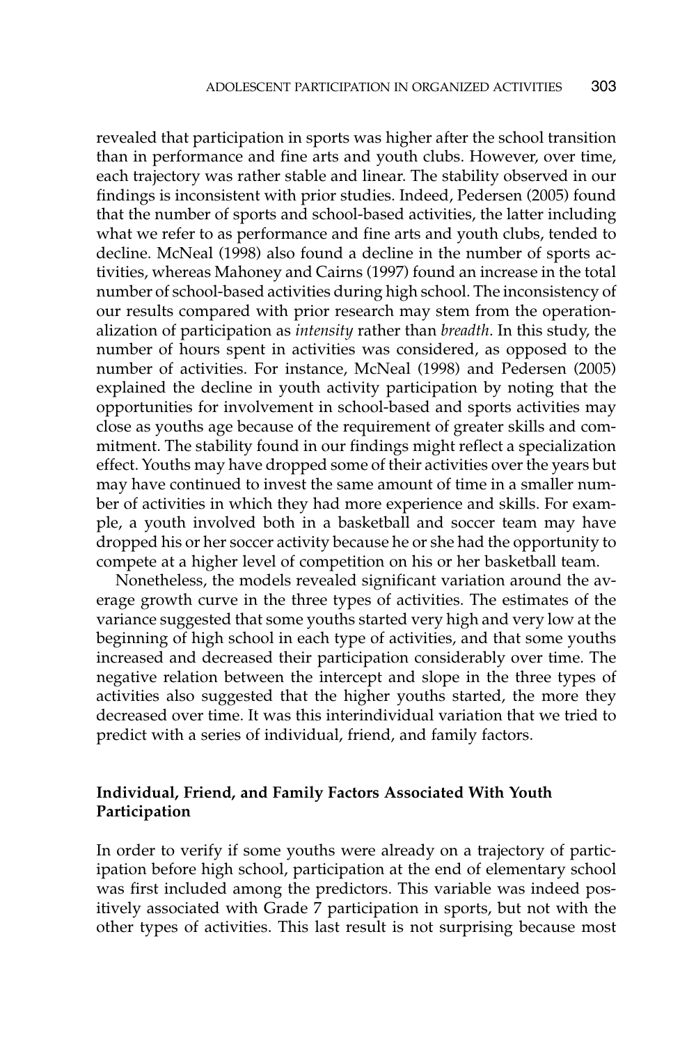revealed that participation in sports was higher after the school transition than in performance and fine arts and youth clubs. However, over time, each trajectory was rather stable and linear. The stability observed in our findings is inconsistent with prior studies. Indeed, Pedersen (2005) found that the number of sports and school-based activities, the latter including what we refer to as performance and fine arts and youth clubs, tended to decline. McNeal (1998) also found a decline in the number of sports activities, whereas Mahoney and Cairns (1997) found an increase in the total number of school-based activities during high school. The inconsistency of our results compared with prior research may stem from the operationalization of participation as *intensity* rather than *breadth*. In this study, the number of hours spent in activities was considered, as opposed to the number of activities. For instance, McNeal (1998) and Pedersen (2005) explained the decline in youth activity participation by noting that the opportunities for involvement in school-based and sports activities may close as youths age because of the requirement of greater skills and commitment. The stability found in our findings might reflect a specialization effect. Youths may have dropped some of their activities over the years but may have continued to invest the same amount of time in a smaller number of activities in which they had more experience and skills. For example, a youth involved both in a basketball and soccer team may have dropped his or her soccer activity because he or she had the opportunity to compete at a higher level of competition on his or her basketball team.

Nonetheless, the models revealed significant variation around the average growth curve in the three types of activities. The estimates of the variance suggested that some youths started very high and very low at the beginning of high school in each type of activities, and that some youths increased and decreased their participation considerably over time. The negative relation between the intercept and slope in the three types of activities also suggested that the higher youths started, the more they decreased over time. It was this interindividual variation that we tried to predict with a series of individual, friend, and family factors.

### Individual, Friend, and Family Factors Associated With Youth Participation

In order to verify if some youths were already on a trajectory of participation before high school, participation at the end of elementary school was first included among the predictors. This variable was indeed positively associated with Grade 7 participation in sports, but not with the other types of activities. This last result is not surprising because most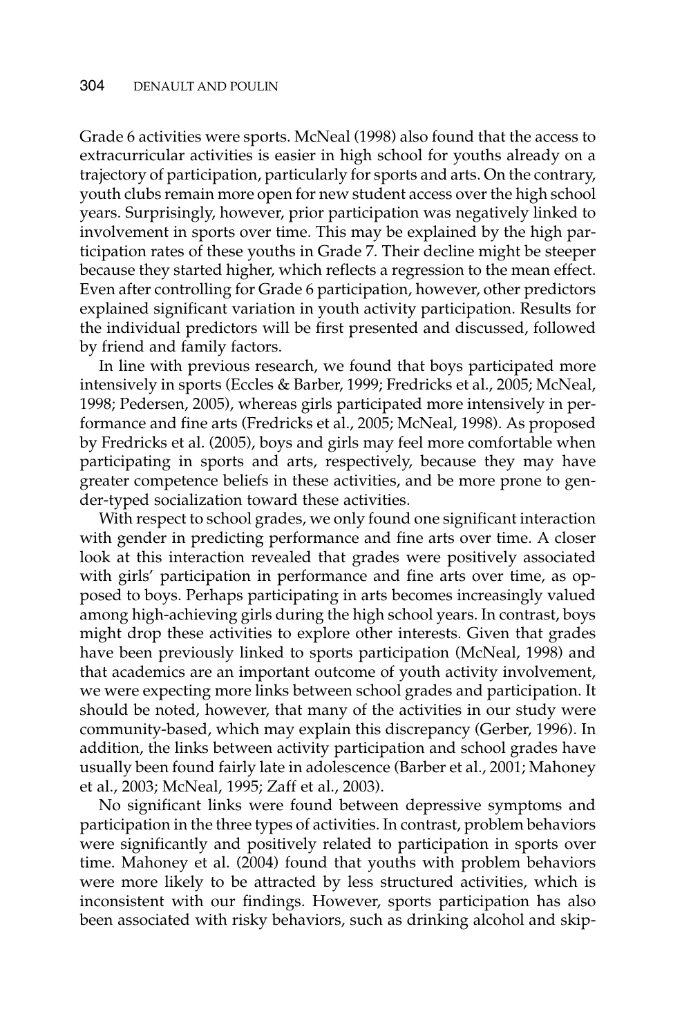Grade 6 activities were sports. McNeal (1998) also found that the access to extracurricular activities is easier in high school for youths already on a trajectory of participation, particularly for sports and arts. On the contrary, youth clubs remain more open for new student access over the high school years. Surprisingly, however, prior participation was negatively linked to involvement in sports over time. This may be explained by the high participation rates of these youths in Grade 7. Their decline might be steeper because they started higher, which reflects a regression to the mean effect. Even after controlling for Grade 6 participation, however, other predictors explained significant variation in youth activity participation. Results for the individual predictors will be first presented and discussed, followed by friend and family factors.

In line with previous research, we found that boys participated more intensively in sports (Eccles & Barber, 1999; Fredricks et al., 2005; McNeal, 1998; Pedersen, 2005), whereas girls participated more intensively in performance and fine arts (Fredricks et al., 2005; McNeal, 1998). As proposed by Fredricks et al. (2005), boys and girls may feel more comfortable when participating in sports and arts, respectively, because they may have greater competence beliefs in these activities, and be more prone to gender-typed socialization toward these activities.

With respect to school grades, we only found one significant interaction with gender in predicting performance and fine arts over time. A closer look at this interaction revealed that grades were positively associated with girls' participation in performance and fine arts over time, as opposed to boys. Perhaps participating in arts becomes increasingly valued among high-achieving girls during the high school years. In contrast, boys might drop these activities to explore other interests. Given that grades have been previously linked to sports participation (McNeal, 1998) and that academics are an important outcome of youth activity involvement, we were expecting more links between school grades and participation. It should be noted, however, that many of the activities in our study were community-based, which may explain this discrepancy (Gerber, 1996). In addition, the links between activity participation and school grades have usually been found fairly late in adolescence (Barber et al., 2001; Mahoney et al., 2003; McNeal, 1995; Zaff et al., 2003).

No significant links were found between depressive symptoms and participation in the three types of activities. In contrast, problem behaviors were significantly and positively related to participation in sports over time. Mahoney et al. (2004) found that youths with problem behaviors were more likely to be attracted by less structured activities, which is inconsistent with our findings. However, sports participation has also been associated with risky behaviors, such as drinking alcohol and skip-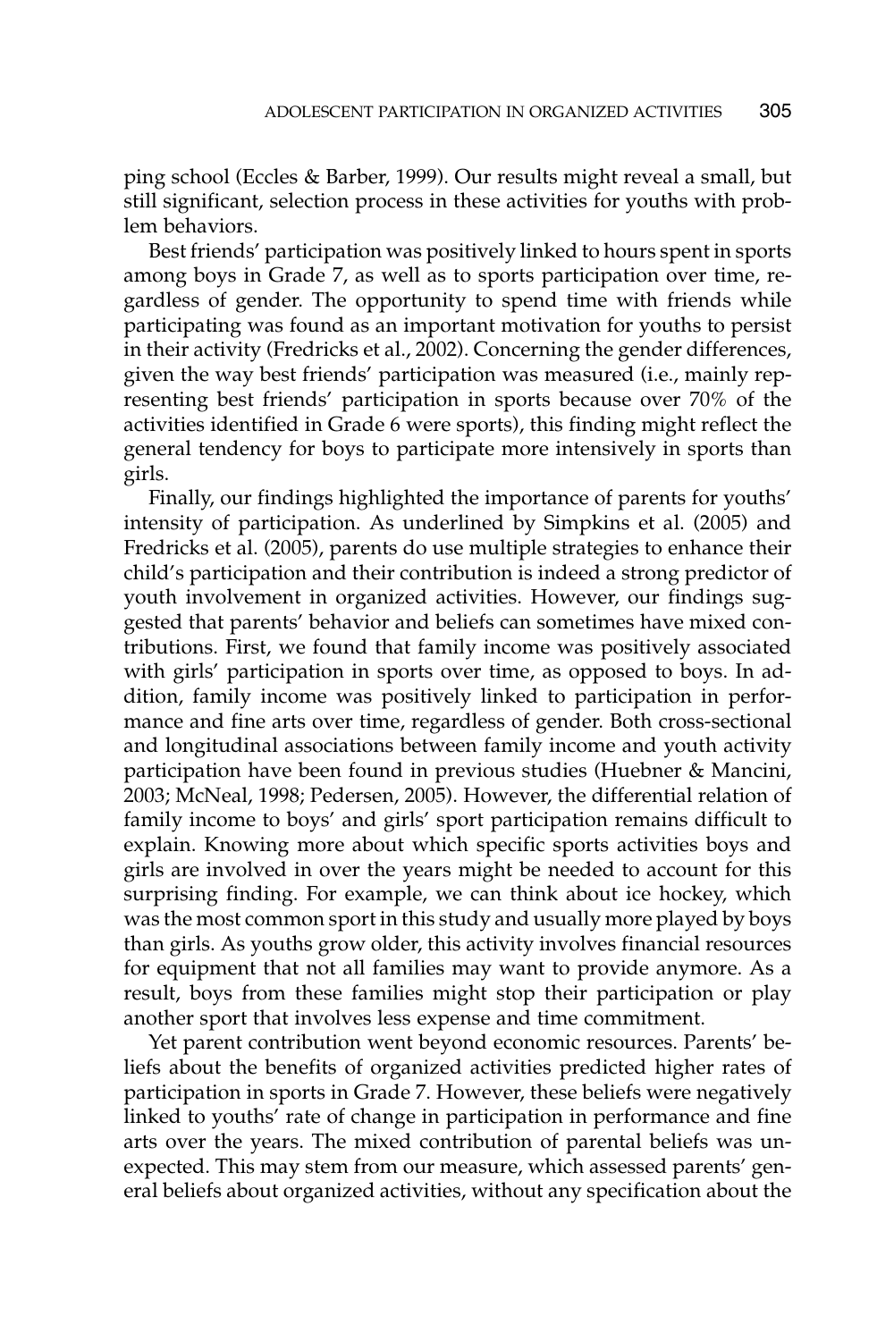ping school (Eccles & Barber, 1999). Our results might reveal a small, but still significant, selection process in these activities for youths with problem behaviors.

Best friends' participation was positively linked to hours spent in sports among boys in Grade 7, as well as to sports participation over time, regardless of gender. The opportunity to spend time with friends while participating was found as an important motivation for youths to persist in their activity (Fredricks et al., 2002). Concerning the gender differences, given the way best friends' participation was measured (i.e., mainly representing best friends' participation in sports because over 70% of the activities identified in Grade 6 were sports), this finding might reflect the general tendency for boys to participate more intensively in sports than girls.

Finally, our findings highlighted the importance of parents for youths' intensity of participation. As underlined by Simpkins et al. (2005) and Fredricks et al. (2005), parents do use multiple strategies to enhance their child's participation and their contribution is indeed a strong predictor of youth involvement in organized activities. However, our findings suggested that parents' behavior and beliefs can sometimes have mixed contributions. First, we found that family income was positively associated with girls' participation in sports over time, as opposed to boys. In addition, family income was positively linked to participation in performance and fine arts over time, regardless of gender. Both cross-sectional and longitudinal associations between family income and youth activity participation have been found in previous studies (Huebner & Mancini, 2003; McNeal, 1998; Pedersen, 2005). However, the differential relation of family income to boys' and girls' sport participation remains difficult to explain. Knowing more about which specific sports activities boys and girls are involved in over the years might be needed to account for this surprising finding. For example, we can think about ice hockey, which was the most common sport in this study and usually more played by boys than girls. As youths grow older, this activity involves financial resources for equipment that not all families may want to provide anymore. As a result, boys from these families might stop their participation or play another sport that involves less expense and time commitment.

Yet parent contribution went beyond economic resources. Parents' beliefs about the benefits of organized activities predicted higher rates of participation in sports in Grade 7. However, these beliefs were negatively linked to youths' rate of change in participation in performance and fine arts over the years. The mixed contribution of parental beliefs was unexpected. This may stem from our measure, which assessed parents' general beliefs about organized activities, without any specification about the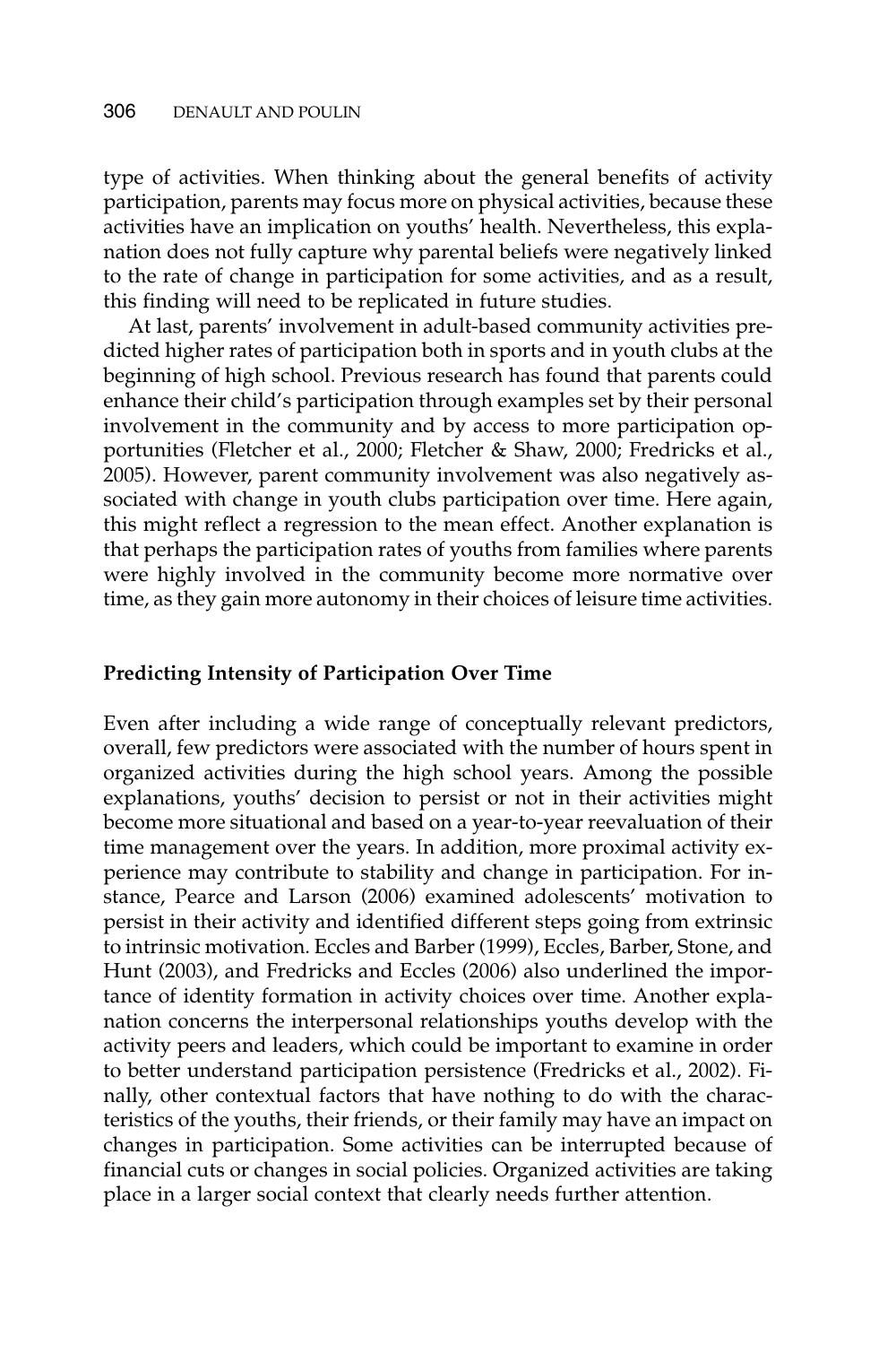type of activities. When thinking about the general benefits of activity participation, parents may focus more on physical activities, because these activities have an implication on youths' health. Nevertheless, this explanation does not fully capture why parental beliefs were negatively linked to the rate of change in participation for some activities, and as a result, this finding will need to be replicated in future studies.

At last, parents' involvement in adult-based community activities predicted higher rates of participation both in sports and in youth clubs at the beginning of high school. Previous research has found that parents could enhance their child's participation through examples set by their personal involvement in the community and by access to more participation opportunities (Fletcher et al., 2000; Fletcher & Shaw, 2000; Fredricks et al., 2005). However, parent community involvement was also negatively associated with change in youth clubs participation over time. Here again, this might reflect a regression to the mean effect. Another explanation is that perhaps the participation rates of youths from families where parents were highly involved in the community become more normative over time, as they gain more autonomy in their choices of leisure time activities.

### Predicting Intensity of Participation Over Time

Even after including a wide range of conceptually relevant predictors, overall, few predictors were associated with the number of hours spent in organized activities during the high school years. Among the possible explanations, youths' decision to persist or not in their activities might become more situational and based on a year-to-year reevaluation of their time management over the years. In addition, more proximal activity experience may contribute to stability and change in participation. For instance, Pearce and Larson (2006) examined adolescents' motivation to persist in their activity and identified different steps going from extrinsic to intrinsic motivation. Eccles and Barber (1999), Eccles, Barber, Stone, and Hunt (2003), and Fredricks and Eccles (2006) also underlined the importance of identity formation in activity choices over time. Another explanation concerns the interpersonal relationships youths develop with the activity peers and leaders, which could be important to examine in order to better understand participation persistence (Fredricks et al., 2002). Finally, other contextual factors that have nothing to do with the characteristics of the youths, their friends, or their family may have an impact on changes in participation. Some activities can be interrupted because of financial cuts or changes in social policies. Organized activities are taking place in a larger social context that clearly needs further attention.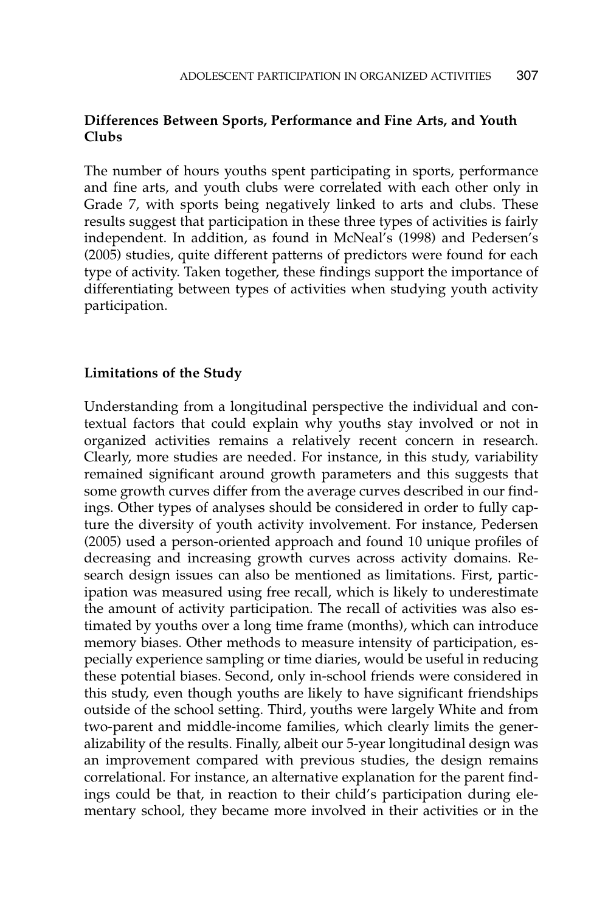### Differences Between Sports, Performance and Fine Arts, and Youth Clubs

The number of hours youths spent participating in sports, performance and fine arts, and youth clubs were correlated with each other only in Grade 7, with sports being negatively linked to arts and clubs. These results suggest that participation in these three types of activities is fairly independent. In addition, as found in McNeal's (1998) and Pedersen's (2005) studies, quite different patterns of predictors were found for each type of activity. Taken together, these findings support the importance of differentiating between types of activities when studying youth activity participation.

### Limitations of the Study

Understanding from a longitudinal perspective the individual and contextual factors that could explain why youths stay involved or not in organized activities remains a relatively recent concern in research. Clearly, more studies are needed. For instance, in this study, variability remained significant around growth parameters and this suggests that some growth curves differ from the average curves described in our findings. Other types of analyses should be considered in order to fully capture the diversity of youth activity involvement. For instance, Pedersen (2005) used a person-oriented approach and found 10 unique profiles of decreasing and increasing growth curves across activity domains. Research design issues can also be mentioned as limitations. First, participation was measured using free recall, which is likely to underestimate the amount of activity participation. The recall of activities was also estimated by youths over a long time frame (months), which can introduce memory biases. Other methods to measure intensity of participation, especially experience sampling or time diaries, would be useful in reducing these potential biases. Second, only in-school friends were considered in this study, even though youths are likely to have significant friendships outside of the school setting. Third, youths were largely White and from two-parent and middle-income families, which clearly limits the generalizability of the results. Finally, albeit our 5-year longitudinal design was an improvement compared with previous studies, the design remains correlational. For instance, an alternative explanation for the parent findings could be that, in reaction to their child's participation during elementary school, they became more involved in their activities or in the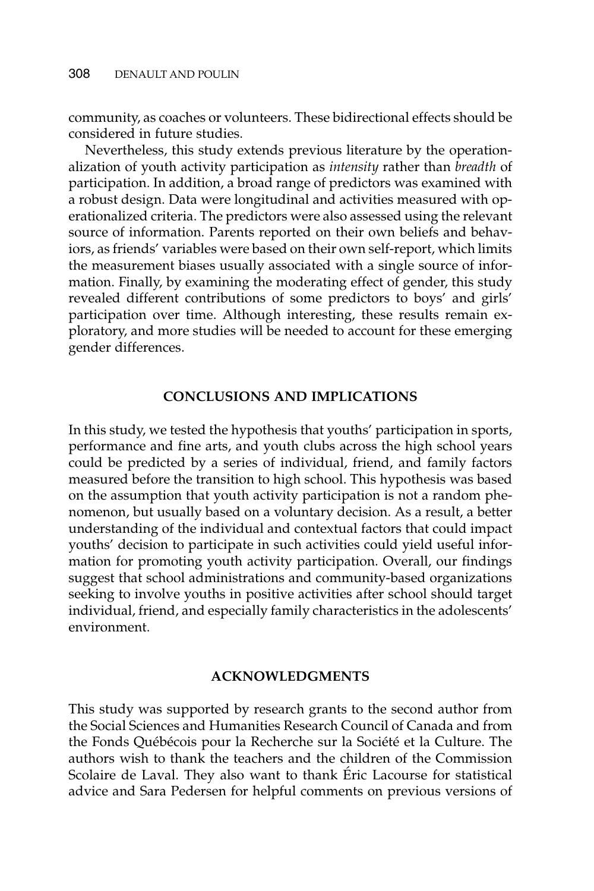community, as coaches or volunteers. These bidirectional effects should be considered in future studies.

Nevertheless, this study extends previous literature by the operationalization of youth activity participation as *intensity* rather than *breadth* of participation. In addition, a broad range of predictors was examined with a robust design. Data were longitudinal and activities measured with operationalized criteria. The predictors were also assessed using the relevant source of information. Parents reported on their own beliefs and behaviors, as friends' variables were based on their own self-report, which limits the measurement biases usually associated with a single source of information. Finally, by examining the moderating effect of gender, this study revealed different contributions of some predictors to boys' and girls' participation over time. Although interesting, these results remain exploratory, and more studies will be needed to account for these emerging gender differences.

## CONCLUSIONS AND IMPLICATIONS

In this study, we tested the hypothesis that youths' participation in sports, performance and fine arts, and youth clubs across the high school years could be predicted by a series of individual, friend, and family factors measured before the transition to high school. This hypothesis was based on the assumption that youth activity participation is not a random phenomenon, but usually based on a voluntary decision. As a result, a better understanding of the individual and contextual factors that could impact youths' decision to participate in such activities could yield useful information for promoting youth activity participation. Overall, our findings suggest that school administrations and community-based organizations seeking to involve youths in positive activities after school should target individual, friend, and especially family characteristics in the adolescents' environment.

## ACKNOWLEDGMENTS

This study was supported by research grants to the second author from the Social Sciences and Humanities Research Council of Canada and from the Fonds Québécois pour la Recherche sur la Société et la Culture. The authors wish to thank the teachers and the children of the Commission Scolaire de Laval. They also want to thank Éric Lacourse for statistical advice and Sara Pedersen for helpful comments on previous versions of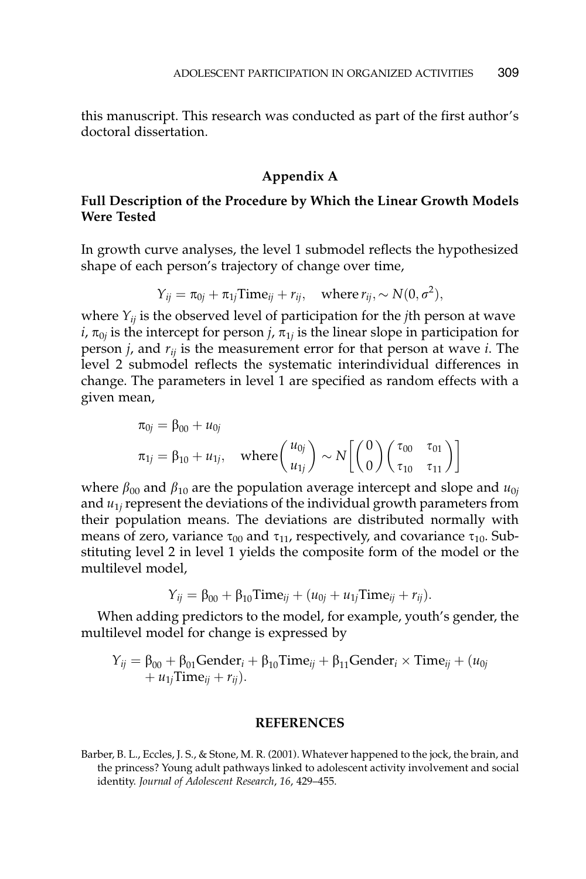this manuscript. This research was conducted as part of the first author's doctoral dissertation.

## Appendix A

### Full Description of the Procedure by Which the Linear Growth Models Were Tested

In growth curve analyses, the level 1 submodel reflects the hypothesized shape of each person's trajectory of change over time,

$$Y_{ij} = \pi_{0j} + \pi_{1j}\text{Time}_{ij} + r_{ij}, \quad \text{where } r_{ij}, \sim N(0, \sigma^2),$$

where $Y_{ij}$ is the observed level of participation for the $j$th person at wave $i$, $\pi_{0j}$ is the intercept for person $j$, $\pi_{1j}$ is the linear slope in participation for person $j$, and $r_{ij}$ is the measurement error for that person at wave $i$. The level 2 submodel reflects the systematic interindividual differences in change. The parameters in level 1 are specified as random effects with a given mean,

$$\pi_{0j} = \beta_{00} + u_{0j}$$
$$\pi_{1j} = \beta_{10} + u_{1j}, \quad \text{where} \begin{pmatrix} u_{0j} \\ u_{1j} \end{pmatrix} \sim N\left[\begin{pmatrix} 0 \\ 0 \end{pmatrix}\begin{pmatrix} \tau_{00} & \tau_{01} \\ \tau_{10} & \tau_{11} \end{pmatrix}\right]$$

where $\beta_{00}$ and $\beta_{10}$ are the population average intercept and slope and $u_{0j}$ and $u_{1j}$ represent the deviations of the individual growth parameters from their population means. The deviations are distributed normally with means of zero, variance $\tau_{00}$ and $\tau_{11}$, respectively, and covariance $\tau_{10}$. Substituting level 2 in level 1 yields the composite form of the model or the multilevel model,

$$Y_{ij} = \beta_{00} + \beta_{10}\text{Time}_{ij} + (u_{0j} + u_{1j}\text{Time}_{ij} + r_{ij}).$$

When adding predictors to the model, for example, youth's gender, the multilevel model for change is expressed by

$$Y_{ij} = \beta_{00} + \beta_{01}\text{Gender}_i + \beta_{10}\text{Time}_{ij} + \beta_{11}\text{Gender}_i \times \text{Time}_{ij} + (u_{0j} + u_{1j}\text{Time}_{ij} + r_{ij}).$$

## REFERENCES

Barber, B. L., Eccles, J. S., & Stone, M. R. (2001). Whatever happened to the jock, the brain, and the princess? Young adult pathways linked to adolescent activity involvement and social identity. *Journal of Adolescent Research*, *16*, 429–455.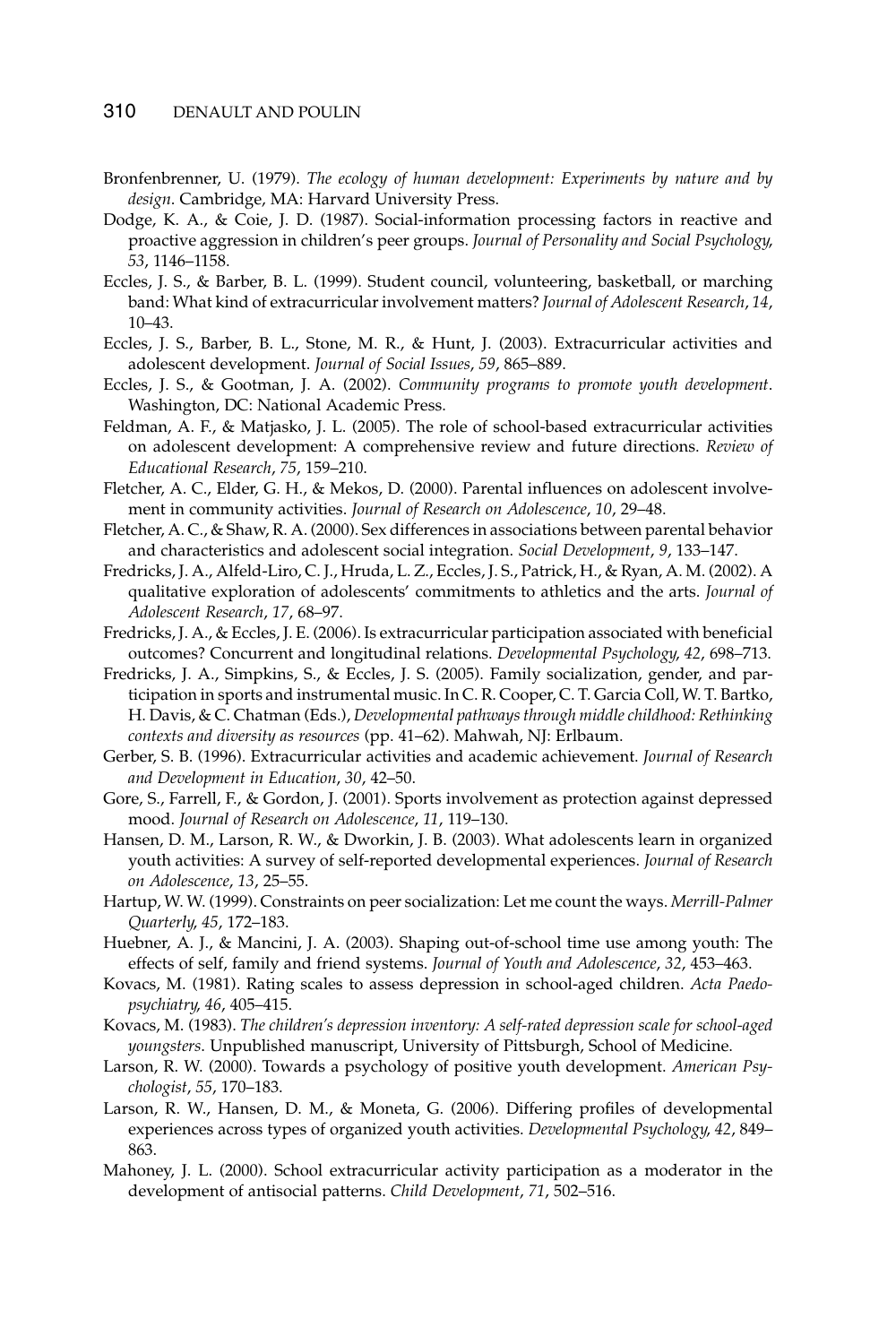Bronfenbrenner, U. (1979). *The ecology of human development: Experiments by nature and by design*. Cambridge, MA: Harvard University Press.

Dodge, K. A., & Coie, J. D. (1987). Social-information processing factors in reactive and proactive aggression in children's peer groups. *Journal of Personality and Social Psychology*, *53*, 1146–1158.

Eccles, J. S., & Barber, B. L. (1999). Student council, volunteering, basketball, or marching band: What kind of extracurricular involvement matters? *Journal of Adolescent Research*, *14*, 10–43.

Eccles, J. S., Barber, B. L., Stone, M. R., & Hunt, J. (2003). Extracurricular activities and adolescent development. *Journal of Social Issues*, *59*, 865–889.

Eccles, J. S., & Gootman, J. A. (2002). *Community programs to promote youth development*. Washington, DC: National Academic Press.

Feldman, A. F., & Matjasko, J. L. (2005). The role of school-based extracurricular activities on adolescent development: A comprehensive review and future directions. *Review of Educational Research*, *75*, 159–210.

Fletcher, A. C., Elder, G. H., & Mekos, D. (2000). Parental influences on adolescent involvement in community activities. *Journal of Research on Adolescence*, *10*, 29–48.

Fletcher, A. C., & Shaw, R. A. (2000). Sex differences in associations between parental behavior and characteristics and adolescent social integration. *Social Development*, *9*, 133–147.

Fredricks, J. A., Alfeld-Liro, C. J., Hruda, L. Z., Eccles, J. S., Patrick, H., & Ryan, A. M. (2002). A qualitative exploration of adolescents' commitments to athletics and the arts. *Journal of Adolescent Research*, *17*, 68–97.

Fredricks, J. A., & Eccles, J. E. (2006). Is extracurricular participation associated with beneficial outcomes? Concurrent and longitudinal relations. *Developmental Psychology*, *42*, 698–713.

Fredricks, J. A., Simpkins, S., & Eccles, J. S. (2005). Family socialization, gender, and participation in sports and instrumental music. In C. R. Cooper, C. T. Garcia Coll, W. T. Bartko, H. Davis, & C. Chatman (Eds.), *Developmental pathways through middle childhood: Rethinking contexts and diversity as resources* (pp. 41–62). Mahwah, NJ: Erlbaum.

Gerber, S. B. (1996). Extracurricular activities and academic achievement. *Journal of Research and Development in Education*, *30*, 42–50.

Gore, S., Farrell, F., & Gordon, J. (2001). Sports involvement as protection against depressed mood. *Journal of Research on Adolescence*, *11*, 119–130.

Hansen, D. M., Larson, R. W., & Dworkin, J. B. (2003). What adolescents learn in organized youth activities: A survey of self-reported developmental experiences. *Journal of Research on Adolescence*, *13*, 25–55.

Hartup, W. W. (1999). Constraints on peer socialization: Let me count the ways. *Merrill-Palmer Quarterly*, *45*, 172–183.

Huebner, A. J., & Mancini, J. A. (2003). Shaping out-of-school time use among youth: The effects of self, family and friend systems. *Journal of Youth and Adolescence*, *32*, 453–463.

Kovacs, M. (1981). Rating scales to assess depression in school-aged children. *Acta Paedopsychiatry*, *46*, 405–415.

Kovacs, M. (1983). *The children's depression inventory: A self-rated depression scale for school-aged youngsters*. Unpublished manuscript, University of Pittsburgh, School of Medicine.

Larson, R. W. (2000). Towards a psychology of positive youth development. *American Psychologist*, *55*, 170–183.

Larson, R. W., Hansen, D. M., & Moneta, G. (2006). Differing profiles of developmental experiences across types of organized youth activities. *Developmental Psychology*, *42*, 849–863.

Mahoney, J. L. (2000). School extracurricular activity participation as a moderator in the development of antisocial patterns. *Child Development*, *71*, 502–516.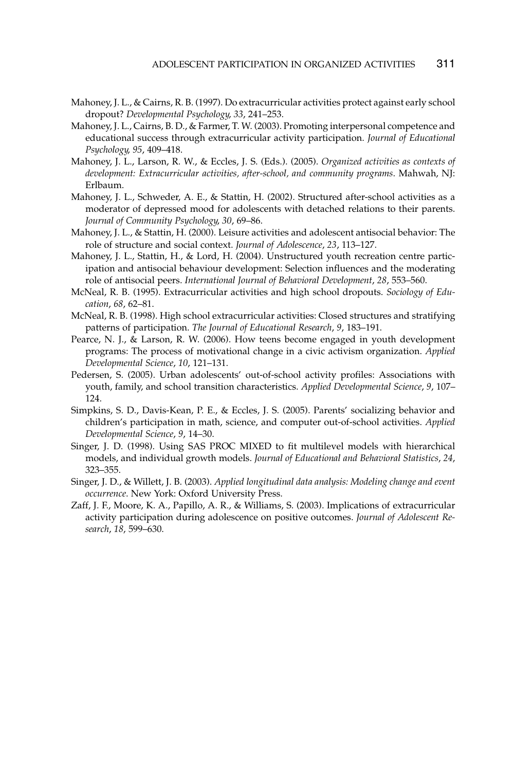Mahoney, J. L., & Cairns, R. B. (1997). Do extracurricular activities protect against early school dropout? *Developmental Psychology, 33*, 241–253.

Mahoney, J. L., Cairns, B. D., & Farmer, T. W. (2003). Promoting interpersonal competence and educational success through extracurricular activity participation. *Journal of Educational Psychology, 95*, 409–418.

Mahoney, J. L., Larson, R. W., & Eccles, J. S. (Eds.). (2005). *Organized activities as contexts of development: Extracurricular activities, after-school, and community programs*. Mahwah, NJ: Erlbaum.

Mahoney, J. L., Schweder, A. E., & Stattin, H. (2002). Structured after-school activities as a moderator of depressed mood for adolescents with detached relations to their parents. *Journal of Community Psychology, 30*, 69–86.

Mahoney, J. L., & Stattin, H. (2000). Leisure activities and adolescent antisocial behavior: The role of structure and social context. *Journal of Adolescence*, *23*, 113–127.

Mahoney, J. L., Stattin, H., & Lord, H. (2004). Unstructured youth recreation centre participation and antisocial behaviour development: Selection influences and the moderating role of antisocial peers. *International Journal of Behavioral Development*, *28*, 553–560.

McNeal, R. B. (1995). Extracurricular activities and high school dropouts. *Sociology of Education*, *68*, 62–81.

McNeal, R. B. (1998). High school extracurricular activities: Closed structures and stratifying patterns of participation. *The Journal of Educational Research*, *9*, 183–191.

Pearce, N. J., & Larson, R. W. (2006). How teens become engaged in youth development programs: The process of motivational change in a civic activism organization. *Applied Developmental Science*, *10*, 121–131.

Pedersen, S. (2005). Urban adolescents' out-of-school activity profiles: Associations with youth, family, and school transition characteristics. *Applied Developmental Science*, *9*, 107–124.

Simpkins, S. D., Davis-Kean, P. E., & Eccles, J. S. (2005). Parents' socializing behavior and children's participation in math, science, and computer out-of-school activities. *Applied Developmental Science*, *9*, 14–30.

Singer, J. D. (1998). Using SAS PROC MIXED to fit multilevel models with hierarchical models, and individual growth models. *Journal of Educational and Behavioral Statistics*, *24*, 323–355.

Singer, J. D., & Willett, J. B. (2003). *Applied longitudinal data analysis: Modeling change and event occurrence*. New York: Oxford University Press.

Zaff, J. F., Moore, K. A., Papillo, A. R., & Williams, S. (2003). Implications of extracurricular activity participation during adolescence on positive outcomes. *Journal of Adolescent Research*, *18*, 599–630.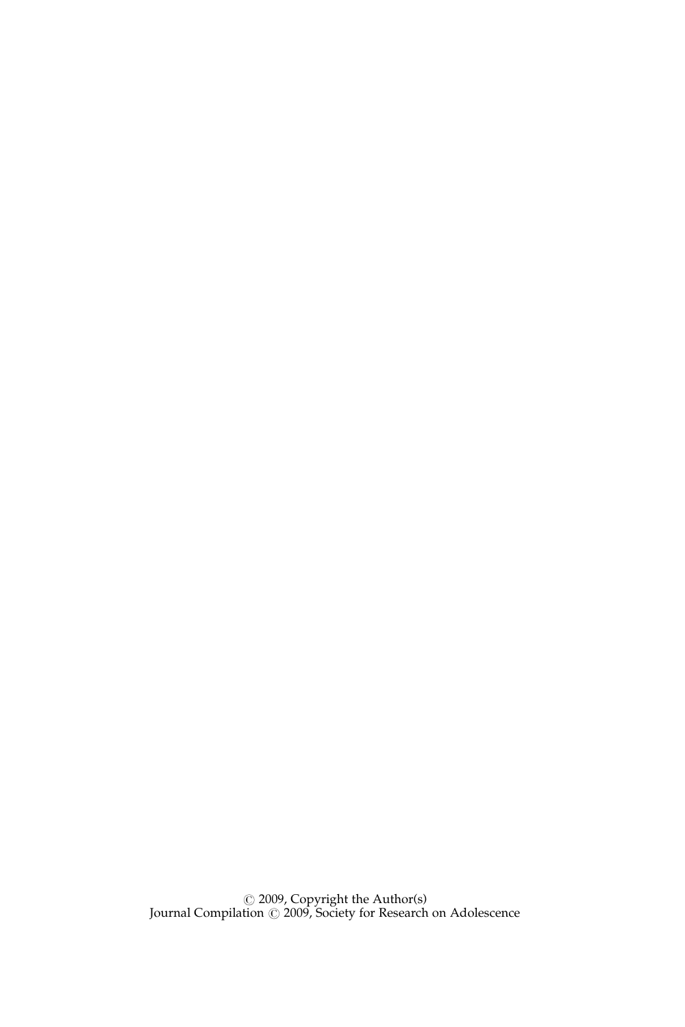© 2009, Copyright the Author(s)
Journal Compilation © 2009, Society for Research on Adolescence